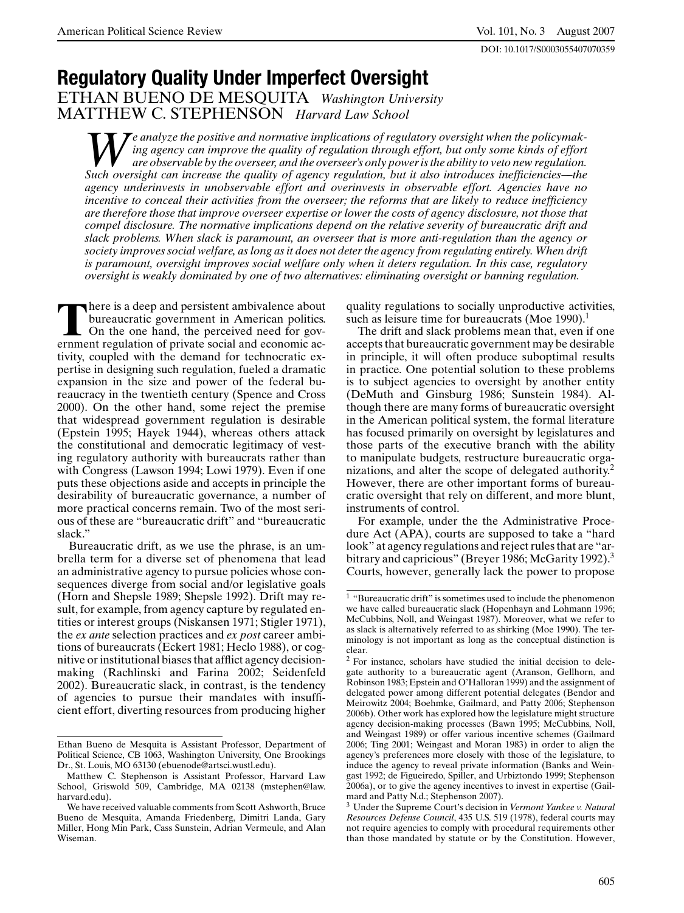# Regulatory Quality Under Imperfect Oversight

ETHAN BUENO DE MESQUITA *Washington University*
MATTHEW C. STEPHENSON *Harvard Law School*

*We analyze the positive and normative implications of regulatory oversight when the policymaking agency can improve the quality of regulation through effort, but only some kinds of effort are observable by the overseer, and the overseer's only power is the ability to veto new regulation. Such oversight can increase the quality of agency regulation, but it also introduces inefficiencies—the agency underinvests in unobservable effort and overinvests in observable effort. Agencies have no incentive to conceal their activities from the overseer; the reforms that are likely to reduce inefficiency are therefore those that improve overseer expertise or lower the costs of agency disclosure, not those that compel disclosure. The normative implications depend on the relative severity of bureaucratic drift and slack problems. When slack is paramount, an overseer that is more anti-regulation than the agency or society improves social welfare, as long as it does not deter the agency from regulating entirely. When drift is paramount, oversight improves social welfare only when it deters regulation. In this case, regulatory oversight is weakly dominated by one of two alternatives: eliminating oversight or banning regulation.*

There is a deep and persistent ambivalence about bureaucratic government in American politics. On the one hand, the perceived need for government regulation of private social and economic activity, coupled with the demand for technocratic expertise in designing such regulation, fueled a dramatic expansion in the size and power of the federal bureaucracy in the twentieth century (Spence and Cross 2000). On the other hand, some reject the premise that widespread government regulation is desirable (Epstein 1995; Hayek 1944), whereas others attack the constitutional and democratic legitimacy of vesting regulatory authority with bureaucrats rather than with Congress (Lawson 1994; Lowi 1979). Even if one puts these objections aside and accepts in principle the desirability of bureaucratic governance, a number of more practical concerns remain. Two of the most serious of these are "bureaucratic drift" and "bureaucratic slack."

Bureaucratic drift, as we use the phrase, is an umbrella term for a diverse set of phenomena that lead an administrative agency to pursue policies whose consequences diverge from social and/or legislative goals (Horn and Shepsle 1989; Shepsle 1992). Drift may result, for example, from agency capture by regulated entities or interest groups (Niskansen 1971; Stigler 1971), the *ex ante* selection practices and *ex post* career ambitions of bureaucrats (Eckert 1981; Heclo 1988), or cognitive or institutional biases that afflict agency decision-making (Rachlinski and Farina 2002; Seidenfeld 2002). Bureaucratic slack, in contrast, is the tendency of agencies to pursue their mandates with insufficient effort, diverting resources from producing higher quality regulations to socially unproductive activities, such as leisure time for bureaucrats (Moe 1990).[1]

The drift and slack problems mean that, even if one accepts that bureaucratic government may be desirable in principle, it will often produce suboptimal results in practice. One potential solution to these problems is to subject agencies to oversight by another entity (DeMuth and Ginsburg 1986; Sunstein 1984). Although there are many forms of bureaucratic oversight in the American political system, the formal literature has focused primarily on oversight by legislatures and those parts of the executive branch with the ability to manipulate budgets, restructure bureaucratic organizations, and alter the scope of delegated authority.[2] However, there are other important forms of bureaucratic oversight that rely on different, and more blunt, instruments of control.

For example, under the the Administrative Procedure Act (APA), courts are supposed to take a "hard look" at agency regulations and reject rules that are "arbitrary and capricious" (Breyer 1986; McGarity 1992).[3] Courts, however, generally lack the power to propose

---

Ethan Bueno de Mesquita is Assistant Professor, Department of Political Science, CB 1063, Washington University, One Brookings Dr., St. Louis, MO 63130 (ebuenode@artsci.wustl.edu).

Matthew C. Stephenson is Assistant Professor, Harvard Law School, Griswold 509, Cambridge, MA 02138 (mstephen@law.harvard.edu).

We have received valuable comments from Scott Ashworth, Bruce Bueno de Mesquita, Amanda Friedenberg, Dimitri Landa, Gary Miller, Hong Min Park, Cass Sunstein, Adrian Vermeule, and Alan Wiseman.

[1] "Bureaucratic drift" is sometimes used to include the phenomenon we have called bureaucratic slack (Hopenhayn and Lohmann 1996; McCubbins, Noll, and Weingast 1987). Moreover, what we refer to as slack is alternatively referred to as shirking (Moe 1990). The terminology is not important as long as the conceptual distinction is clear.

[2] For instance, scholars have studied the initial decision to delegate authority to a bureaucratic agent (Aranson, Gellhorn, and Robinson 1983; Epstein and O'Halloran 1999) and the assignment of delegated power among different potential delegates (Bendor and Meirowitz 2004; Boehmke, Gailmard, and Patty 2006; Stephenson 2006b). Other work has explored how the legislature might structure agency decision-making processes (Bawn 1995; McCubbins, Noll, and Weingast 1989) or offer various incentive schemes (Gailmard 2006; Ting 2001; Weingast and Moran 1983) in order to align the agency's preferences more closely with those of the legislature, to induce the agency to reveal private information (Banks and Weingast 1992; de Figueiredo, Spiller, and Urbiztondo 1999; Stephenson 2006a), or to give the agency incentives to invest in expertise (Gailmard and Patty N.d.; Stephenson 2007).

[3] Under the Supreme Court's decision in *Vermont Yankee v. Natural Resources Defense Council*, 435 U.S. 519 (1978), federal courts may not require agencies to comply with procedural requirements other than those mandated by statute or by the Constitution. However,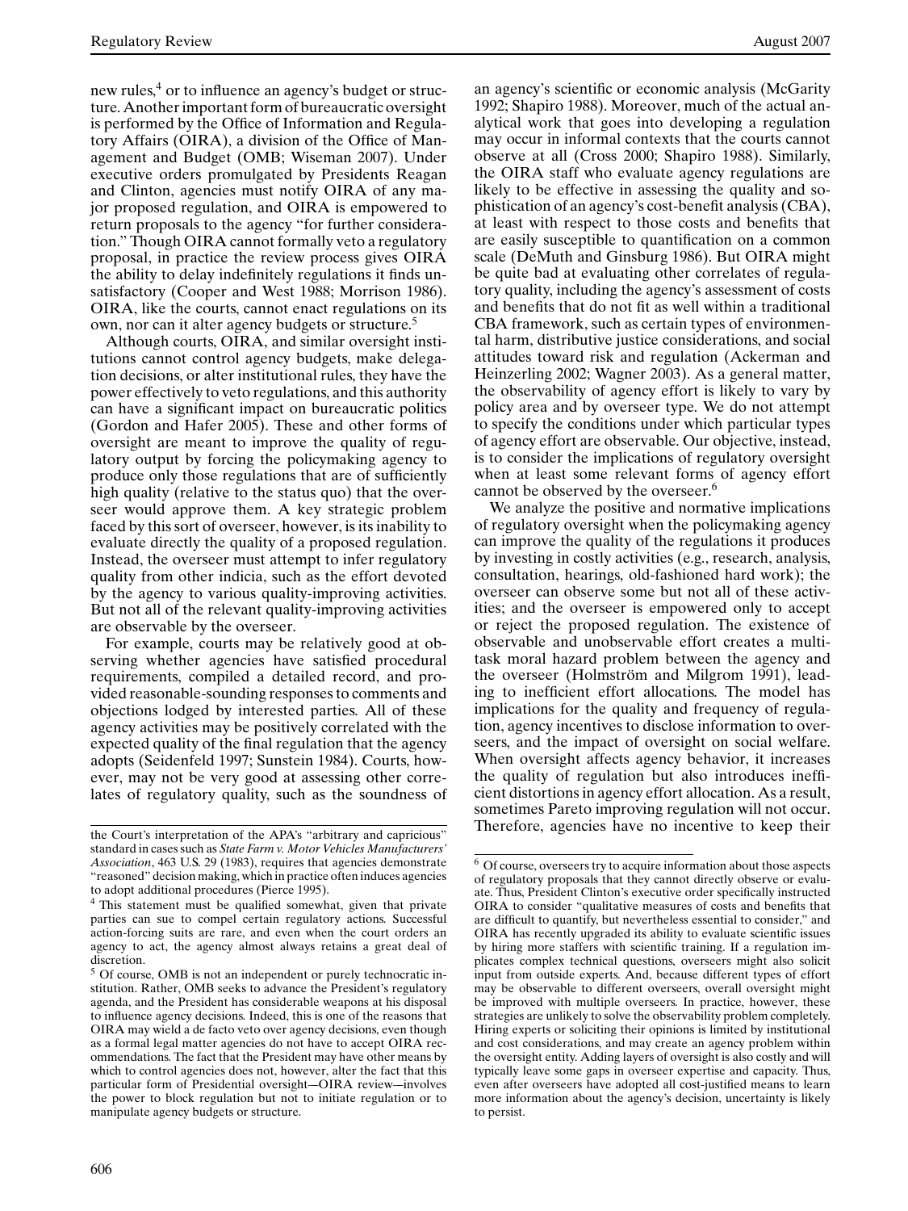new rules,[4] or to influence an agency's budget or structure. Another important form of bureaucratic oversight is performed by the Office of Information and Regulatory Affairs (OIRA), a division of the Office of Management and Budget (OMB; Wiseman 2007). Under executive orders promulgated by Presidents Reagan and Clinton, agencies must notify OIRA of any major proposed regulation, and OIRA is empowered to return proposals to the agency "for further consideration." Though OIRA cannot formally veto a regulatory proposal, in practice the review process gives OIRA the ability to delay indefinitely regulations it finds unsatisfactory (Cooper and West 1988; Morrison 1986). OIRA, like the courts, cannot enact regulations on its own, nor can it alter agency budgets or structure.[5]

Although courts, OIRA, and similar oversight institutions cannot control agency budgets, make delegation decisions, or alter institutional rules, they have the power effectively to veto regulations, and this authority can have a significant impact on bureaucratic politics (Gordon and Hafer 2005). These and other forms of oversight are meant to improve the quality of regulatory output by forcing the policymaking agency to produce only those regulations that are of sufficiently high quality (relative to the status quo) that the overseer would approve them. A key strategic problem faced by this sort of overseer, however, is its inability to evaluate directly the quality of a proposed regulation. Instead, the overseer must attempt to infer regulatory quality from other indicia, such as the effort devoted by the agency to various quality-improving activities. But not all of the relevant quality-improving activities are observable by the overseer.

For example, courts may be relatively good at observing whether agencies have satisfied procedural requirements, compiled a detailed record, and provided reasonable-sounding responses to comments and objections lodged by interested parties. All of these agency activities may be positively correlated with the expected quality of the final regulation that the agency adopts (Seidenfeld 1997; Sunstein 1984). Courts, however, may not be very good at assessing other correlates of regulatory quality, such as the soundness of an agency's scientific or economic analysis (McGarity 1992; Shapiro 1988). Moreover, much of the actual analytical work that goes into developing a regulation may occur in informal contexts that the courts cannot observe at all (Cross 2000; Shapiro 1988). Similarly, the OIRA staff who evaluate agency regulations are likely to be effective in assessing the quality and sophistication of an agency's cost-benefit analysis (CBA), at least with respect to those costs and benefits that are easily susceptible to quantification on a common scale (DeMuth and Ginsburg 1986). But OIRA might be quite bad at evaluating other correlates of regulatory quality, including the agency's assessment of costs and benefits that do not fit as well within a traditional CBA framework, such as certain types of environmental harm, distributive justice considerations, and social attitudes toward risk and regulation (Ackerman and Heinzerling 2002; Wagner 2003). As a general matter, the observability of agency effort is likely to vary by policy area and by overseer type. We do not attempt to specify the conditions under which particular types of agency effort are observable. Our objective, instead, is to consider the implications of regulatory oversight when at least some relevant forms of agency effort cannot be observed by the overseer.[6]

We analyze the positive and normative implications of regulatory oversight when the policymaking agency can improve the quality of the regulations it produces by investing in costly activities (e.g., research, analysis, consultation, hearings, old-fashioned hard work); the overseer can observe some but not all of these activities; and the overseer is empowered only to accept or reject the proposed regulation. The existence of observable and unobservable effort creates a multitask moral hazard problem between the agency and the overseer (Holmström and Milgrom 1991), leading to inefficient effort allocations. The model has implications for the quality and frequency of regulation, agency incentives to disclose information to overseers, and the impact of oversight on social welfare. When oversight affects agency behavior, it increases the quality of regulation but also introduces inefficient distortions in agency effort allocation. As a result, sometimes Pareto improving regulation will not occur. Therefore, agencies have no incentive to keep their

---

the Court's interpretation of the APA's "arbitrary and capricious" standard in cases such as *State Farm v. Motor Vehicles Manufacturers' Association*, 463 U.S. 29 (1983), requires that agencies demonstrate "reasoned" decision making, which in practice often induces agencies to adopt additional procedures (Pierce 1995).

[4] This statement must be qualified somewhat, given that private parties can sue to compel certain regulatory actions. Successful action-forcing suits are rare, and even when the court orders an agency to act, the agency almost always retains a great deal of discretion.

[5] Of course, OMB is not an independent or purely technocratic institution. Rather, OMB seeks to advance the President's regulatory agenda, and the President has considerable weapons at his disposal to influence agency decisions. Indeed, this is one of the reasons that OIRA may wield a de facto veto over agency decisions, even though as a formal legal matter agencies do not have to accept OIRA recommendations. The fact that the President may have other means by which to control agencies does not, however, alter the fact that this particular form of Presidential oversight—OIRA review—involves the power to block regulation but not to initiate regulation or to manipulate agency budgets or structure.

[6] Of course, overseers try to acquire information about those aspects of regulatory proposals that they cannot directly observe or evaluate. Thus, President Clinton's executive order specifically instructed OIRA to consider "qualitative measures of costs and benefits that are difficult to quantify, but nevertheless essential to consider," and OIRA has recently upgraded its ability to evaluate scientific issues by hiring more staffers with scientific training. If a regulation implicates complex technical questions, overseers might also solicit input from outside experts. And, because different types of effort may be observable to different overseers, overall oversight might be improved with multiple overseers. In practice, however, these strategies are unlikely to solve the observability problem completely. Hiring experts or soliciting their opinions is limited by institutional and cost considerations, and may create an agency problem within the oversight entity. Adding layers of oversight is also costly and will typically leave some gaps in overseer expertise and capacity. Thus, even after overseers have adopted all cost-justified means to learn more information about the agency's decision, uncertainty is likely to persist.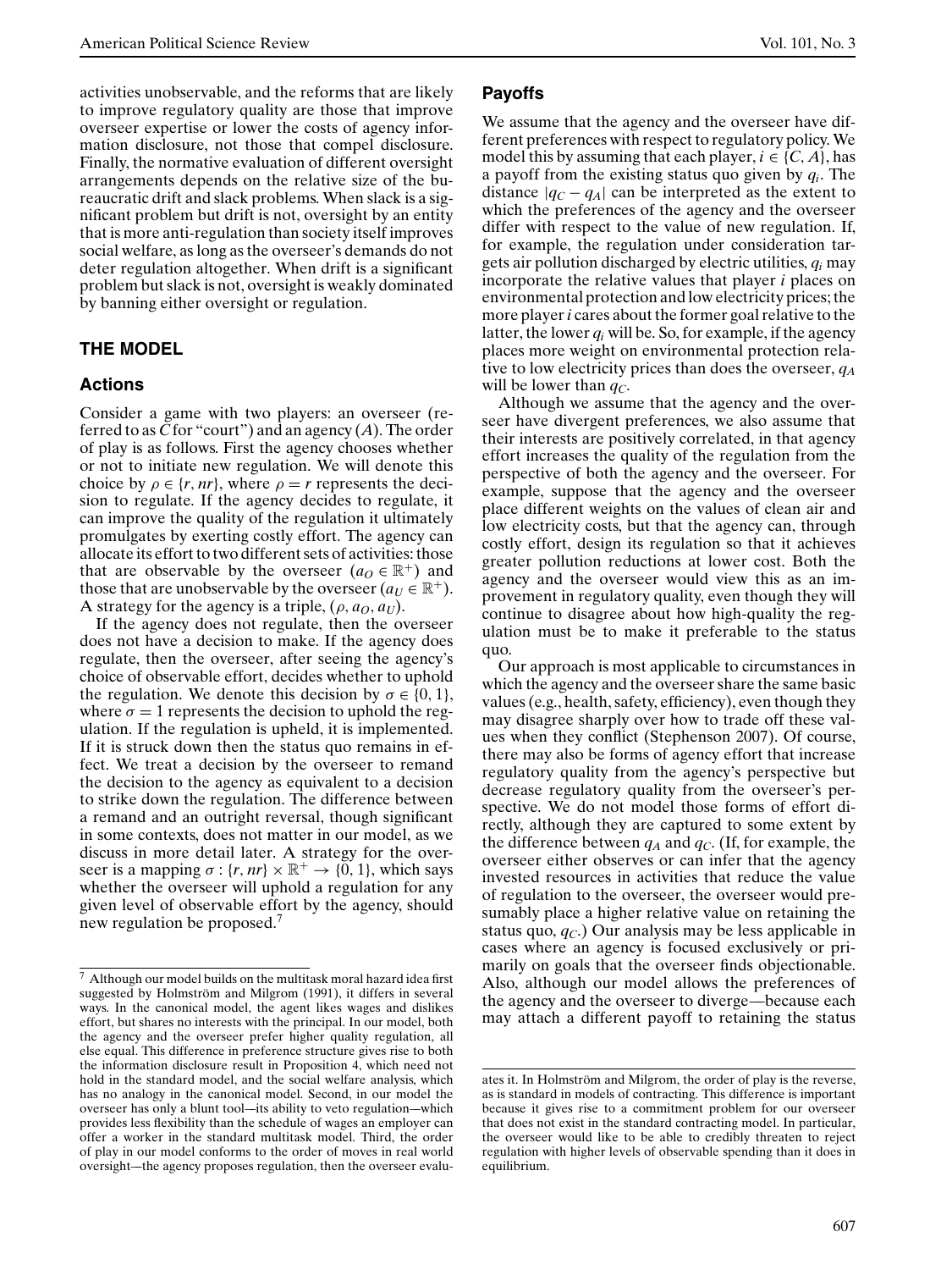activities unobservable, and the reforms that are likely to improve regulatory quality are those that improve overseer expertise or lower the costs of agency information disclosure, not those that compel disclosure. Finally, the normative evaluation of different oversight arrangements depends on the relative size of the bureaucratic drift and slack problems. When slack is a significant problem but drift is not, oversight by an entity that is more anti-regulation than society itself improves social welfare, as long as the overseer's demands do not deter regulation altogether. When drift is a significant problem but slack is not, oversight is weakly dominated by banning either oversight or regulation.

## THE MODEL

### Actions

Consider a game with two players: an overseer (referred to as $C$ for "court") and an agency ($A$). The order of play is as follows. First the agency chooses whether or not to initiate new regulation. We will denote this choice by $\rho \in \{r, nr\}$, where $\rho = r$ represents the decision to regulate. If the agency decides to regulate, it can improve the quality of the regulation it ultimately promulgates by exerting costly effort. The agency can allocate its effort to two different sets of activities: those that are observable by the overseer ($a_O \in \mathbb{R}^+$) and those that are unobservable by the overseer ($a_U \in \mathbb{R}^+$). A strategy for the agency is a triple, $(\rho, a_O, a_U)$.

If the agency does not regulate, then the overseer does not have a decision to make. If the agency does regulate, then the overseer, after seeing the agency's choice of observable effort, decides whether to uphold the regulation. We denote this decision by $\sigma \in \{0, 1\}$, where $\sigma = 1$ represents the decision to uphold the regulation. If the regulation is upheld, it is implemented. If it is struck down then the status quo remains in effect. We treat a decision by the overseer to remand the decision to the agency as equivalent to a decision to strike down the regulation. The difference between a remand and an outright reversal, though significant in some contexts, does not matter in our model, as we discuss in more detail later. A strategy for the overseer is a mapping $\sigma : \{r, nr\} \times \mathbb{R}^+ \rightarrow \{0, 1\}$, which says whether the overseer will uphold a regulation for any given level of observable effort by the agency, should new regulation be proposed.[7]

### Payoffs

We assume that the agency and the overseer have different preferences with respect to regulatory policy. We model this by assuming that each player, $i \in \{C, A\}$, has a payoff from the existing status quo given by $q_i$. The distance $|q_C - q_A|$ can be interpreted as the extent to which the preferences of the agency and the overseer differ with respect to the value of new regulation. If, for example, the regulation under consideration targets air pollution discharged by electric utilities, $q_i$ may incorporate the relative values that player $i$ places on environmental protection and low electricity prices; the more player $i$ cares about the former goal relative to the latter, the lower $q_i$ will be. So, for example, if the agency places more weight on environmental protection relative to low electricity prices than does the overseer, $q_A$ will be lower than $q_C$.

Although we assume that the agency and the overseer have divergent preferences, we also assume that their interests are positively correlated, in that agency effort increases the quality of the regulation from the perspective of both the agency and the overseer. For example, suppose that the agency and the overseer place different weights on the values of clean air and low electricity costs, but that the agency can, through costly effort, design its regulation so that it achieves greater pollution reductions at lower cost. Both the agency and the overseer would view this as an improvement in regulatory quality, even though they will continue to disagree about how high-quality the regulation must be to make it preferable to the status quo.

Our approach is most applicable to circumstances in which the agency and the overseer share the same basic values (e.g., health, safety, efficiency), even though they may disagree sharply over how to trade off these values when they conflict (Stephenson 2007). Of course, there may also be forms of agency effort that increase regulatory quality from the agency's perspective but decrease regulatory quality from the overseer's perspective. We do not model those forms of effort directly, although they are captured to some extent by the difference between $q_A$ and $q_C$. (If, for example, the overseer either observes or can infer that the agency invested resources in activities that reduce the value of regulation to the overseer, the overseer would presumably place a higher relative value on retaining the status quo, $q_C$.) Our analysis may be less applicable in cases where an agency is focused exclusively or primarily on goals that the overseer finds objectionable. Also, although our model allows the preferences of the agency and the overseer to diverge—because each may attach a different payoff to retaining the status

[7] Although our model builds on the multitask moral hazard idea first suggested by Holmström and Milgrom (1991), it differs in several ways. In the canonical model, the agent likes wages and dislikes effort, but shares no interests with the principal. In our model, the both the agency and the overseer prefer higher quality regulation, all else equal. This difference in preference structure gives rise to both the information disclosure result in Proposition 4, which need not hold in the standard model, and the social welfare analysis, which has no analogy in the canonical model. Second, in our model the overseer has only a blunt tool—its ability to veto regulation—which provides less flexibility than the schedule of wages an employer can offer a worker in the standard multitask model. Third, the order of play in our model conforms to the order of moves in real world oversight—the agency proposes regulation, then the overseer evaluates it. In Holmström and Milgrom, the order of play is the reverse, as is standard in models of contracting. This difference is important because it gives rise to a commitment problem for our overseer that does not exist in the standard contracting model. In particular, the overseer would like to be able to credibly threaten to reject regulation with higher levels of observable spending than it does in equilibrium.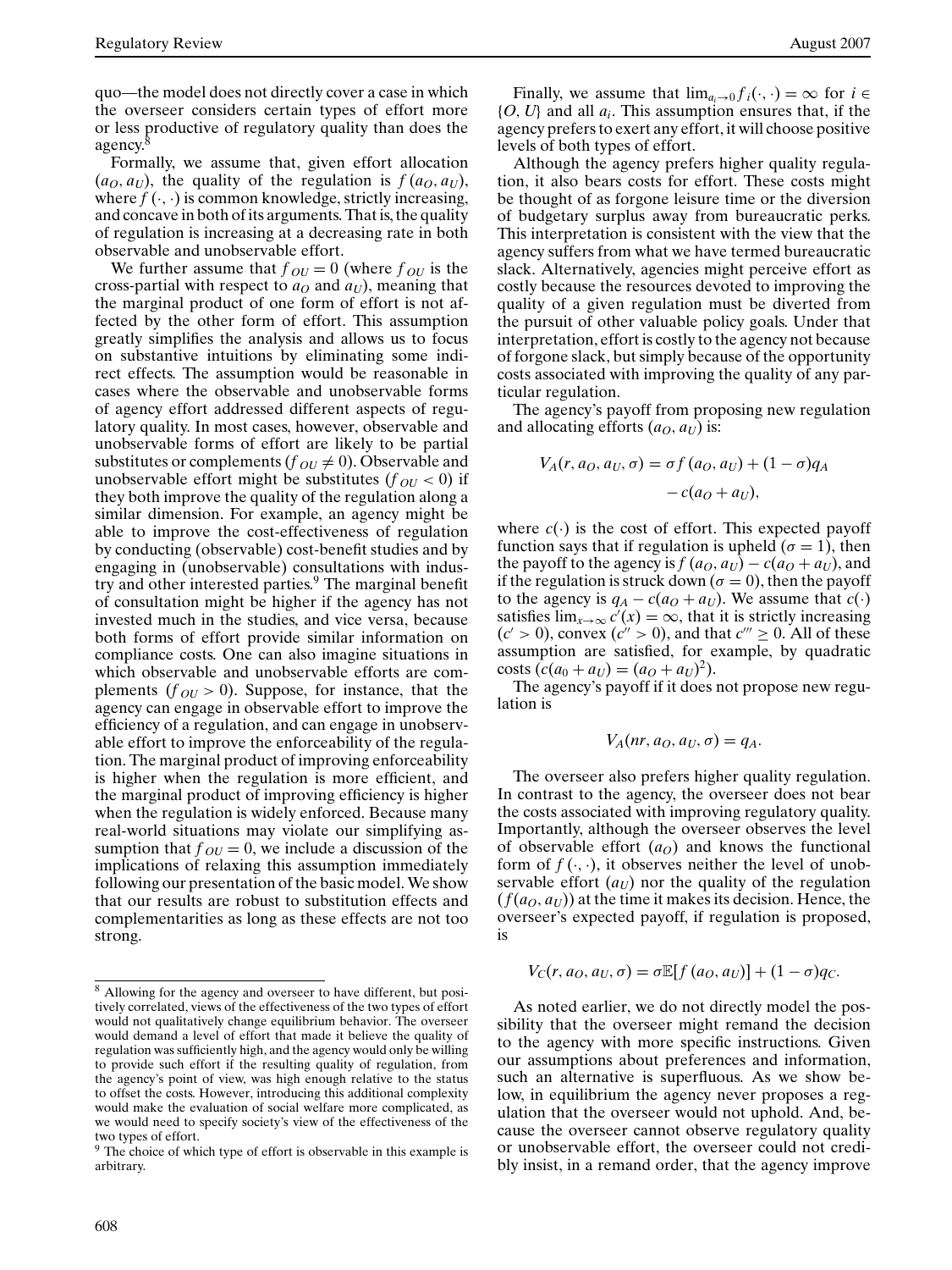quo—the model does not directly cover a case in which the overseer considers certain types of effort more or less productive of regulatory quality than does the agency.[8]

Formally, we assume that, given effort allocation $(a_O, a_U)$, the quality of the regulation is $f(a_O, a_U)$, where $f(\cdot, \cdot)$ is common knowledge, strictly increasing, and concave in both of its arguments. That is, the quality of regulation is increasing at a decreasing rate in both observable and unobservable effort.

We further assume that $f_{OU} = 0$ (where $f_{OU}$ is the cross-partial with respect to $a_O$ and $a_U$), meaning that the marginal product of one form of effort is not affected by the other form of effort. This assumption greatly simplifies the analysis and allows us to focus on substantive intuitions by eliminating some indirect effects. The assumption would be reasonable in cases where the observable and unobservable forms of agency effort addressed different aspects of regulatory quality. In most cases, however, observable and unobservable forms of effort are likely to be partial substitutes or complements ($f_{OU} \neq 0$). Observable and unobservable effort might be substitutes ($f_{OU} < 0$) if they both improve the quality of the regulation along a similar dimension. For example, an agency might be able to improve the cost-effectiveness of regulation by conducting (observable) cost-benefit studies and by engaging in (unobservable) consultations with industry and other interested parties.[9] The marginal benefit of consultation might be higher if the agency has not invested much in the studies, and vice versa, because both forms of effort provide similar information on compliance costs. One can also imagine situations in which observable and unobservable efforts are complements ($f_{OU} > 0$). Suppose, for instance, that the agency can engage in observable effort to improve the efficiency of a regulation, and can engage in unobservable effort to improve the enforceability of the regulation. The marginal product of improving enforceability is higher when the regulation is more efficient, and the marginal product of improving efficiency is higher when the regulation is widely enforced. Because many real-world situations may violate our simplifying assumption that $f_{OU} = 0$, we include a discussion of the implications of relaxing this assumption immediately following our presentation of the basic model. We show that our results are robust to substitution effects and complementarities as long as these effects are not too strong.

Finally, we assume that $\lim_{a_i \to 0} f_i(\cdot, \cdot) = \infty$ for $i \in \{O, U\}$ and all $a_i$. This assumption ensures that, if the agency prefers to exert any effort, it will choose positive levels of both types of effort.

Although the agency prefers higher quality regulation, it also bears costs for effort. These costs might be thought of as forgone leisure time or the diversion of budgetary surplus away from bureaucratic perks. This interpretation is consistent with the view that the agency suffers from what we have termed bureaucratic slack. Alternatively, agencies might perceive effort as costly because the resources devoted to improving the quality of a given regulation must be diverted from the pursuit of other valuable policy goals. Under that interpretation, effort is costly to the agency not because of forgone slack, but simply because of the opportunity costs associated with improving the quality of any particular regulation.

The agency's payoff from proposing new regulation and allocating efforts $(a_O, a_U)$ is:

$$V_A(r, a_O, a_U, \sigma) = \sigma f(a_O, a_U) + (1 - \sigma)q_A - c(a_O + a_U),$$

where $c(\cdot)$ is the cost of effort. This expected payoff function says that if regulation is upheld ($\sigma = 1$), then the payoff to the agency is $f(a_O, a_U) - c(a_O + a_U)$, and if the regulation is struck down ($\sigma = 0$), then the payoff to the agency is $q_A - c(a_O + a_U)$. We assume that $c(\cdot)$ satisfies $\lim_{x \to \infty} c'(x) = \infty$, that it is strictly increasing ($c' > 0$), convex ($c'' > 0$), and that $c''' \geq 0$. All of these assumption are satisfied, for example, by quadratic costs ($c(a_0 + a_U) = (a_O + a_U)^2$).

The agency's payoff if it does not propose new regulation is

$$V_A(nr, a_O, a_U, \sigma) = q_A.$$

The overseer also prefers higher quality regulation. In contrast to the agency, the overseer does not bear the costs associated with improving regulatory quality. Importantly, although the overseer observes the level of observable effort ($a_O$) and knows the functional form of $f(\cdot, \cdot)$, it observes neither the level of unobservable effort ($a_U$) nor the quality of the regulation ($f(a_O, a_U)$) at the time it makes its decision. Hence, the overseer's expected payoff, if regulation is proposed, is

$$V_C(r, a_O, a_U, \sigma) = \sigma \mathbb{E}[f(a_O, a_U)] + (1 - \sigma)q_C.$$

As noted earlier, we do not directly model the possibility that the overseer might remand the decision to the agency with more specific instructions. Given our assumptions about preferences and information, such an alternative is superfluous. As we show below, in equilibrium the agency never proposes a regulation that the overseer would not uphold. And, because the overseer cannot observe regulatory quality or unobservable effort, the overseer could not credibly insist, in a remand order, that the agency improve

[8] Allowing for the agency and overseer to have different, but positively correlated, views of the effectiveness of the two types of effort would not qualitatively change equilibrium behavior. The overseer would demand a level of effort that made it believe the quality of regulation was sufficiently high, and the agency would only be willing to provide such effort if the resulting quality of regulation, from the agency's point of view, was high enough relative to the status to offset the costs. However, introducing this additional complexity would make the evaluation of social welfare more complicated, as we would need to specify society's view of the effectiveness of the two types of effort.

[9] The choice of which type of effort is observable in this example is arbitrary.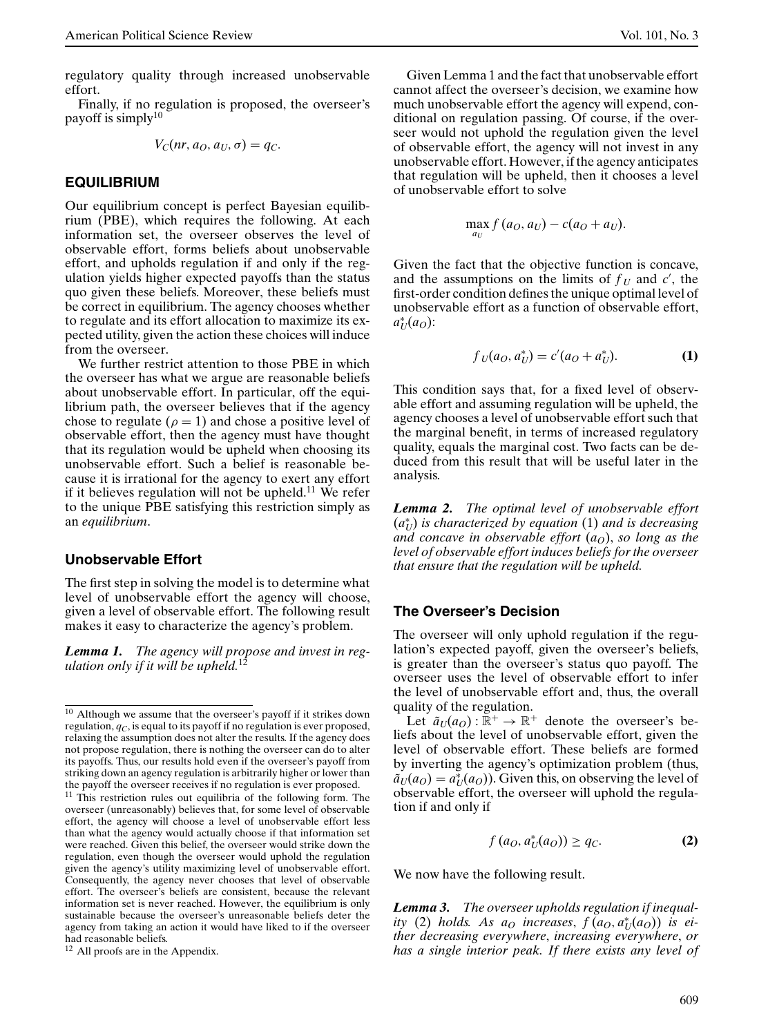regulatory quality through increased unobservable effort.

Finally, if no regulation is proposed, the overseer's payoff is simply[10]

$$V_C(nr, a_O, a_U, \sigma) = q_C.$$

## EQUILIBRIUM

Our equilibrium concept is perfect Bayesian equilibrium (PBE), which requires the following. At each information set, the overseer observes the level of observable effort, forms beliefs about unobservable effort, and upholds regulation if and only if the regulation yields higher expected payoffs than the status quo given these beliefs. Moreover, these beliefs must be correct in equilibrium. The agency chooses whether to regulate and its effort allocation to maximize its expected utility, given the action these choices will induce from the overseer.

We further restrict attention to those PBE in which the overseer has what we argue are reasonable beliefs about unobservable effort. In particular, off the equilibrium path, the overseer believes that if the agency chose to regulate ($\rho = 1$) and chose a positive level of observable effort, then the agency must have thought that its regulation would be upheld when choosing its unobservable effort. Such a belief is reasonable because it is irrational for the agency to exert any effort if it believes regulation will not be upheld.[11] We refer to the unique PBE satisfying this restriction simply as an *equilibrium*.

### Unobservable Effort

The first step in solving the model is to determine what level of unobservable effort the agency will choose, given a level of observable effort. The following result makes it easy to characterize the agency's problem.

***Lemma 1.*** *The agency will propose and invest in regulation only if it will be upheld.*[12]

Given Lemma 1 and the fact that unobservable effort cannot affect the overseer's decision, we examine how much unobservable effort the agency will expend, conditional on regulation passing. Of course, if the overseer would not uphold the regulation given the level of observable effort, the agency will not invest in any unobservable effort. However, if the agency anticipates that regulation will be upheld, then it chooses a level of unobservable effort to solve

$$\max_{a_U} f(a_O, a_U) - c(a_O + a_U).$$

Given the fact that the objective function is concave, and the assumptions on the limits of $f_U$ and $c'$, the first-order condition defines the unique optimal level of unobservable effort as a function of observable effort, $a_U^*(a_O)$:

$$f_U(a_O, a_U^*) = c'(a_O + a_U^*). \tag{1}$$

This condition says that, for a fixed level of observable effort and assuming regulation will be upheld, the agency chooses a level of unobservable effort such that the marginal benefit, in terms of increased regulatory quality, equals the marginal cost. Two facts can be deduced from this result that will be useful later in the analysis.

***Lemma 2.*** *The optimal level of unobservable effort ($a_U^*$) is characterized by equation* (1) *and is decreasing and concave in observable effort ($a_O$), so long as the level of observable effort induces beliefs for the overseer that ensure that the regulation will be upheld.*

### The Overseer's Decision

The overseer will only uphold regulation if the regulation's expected payoff, given the overseer's beliefs, is greater than the overseer's status quo payoff. The overseer uses the level of observable effort to infer the level of unobservable effort and, thus, the overall quality of the regulation.

Let $\tilde{a}_U(a_O) : \mathbb{R}^+ \to \mathbb{R}^+$ denote the overseer's beliefs about the level of unobservable effort, given the level of observable effort. These beliefs are formed by inverting the agency's optimization problem (thus, $\tilde{a}_U(a_O) = a_U^*(a_O)$). Given this, on observing the level of observable effort, the overseer will uphold the regulation if and only if

$$f(a_O, a_U^*(a_O)) \geq q_C. \tag{2}$$

We now have the following result.

***Lemma 3.*** *The overseer upholds regulation if inequality* (2) *holds. As $a_O$ increases, $f(a_O, a_U^*(a_O))$ is either decreasing everywhere, increasing everywhere, or has a single interior peak. If there exists any level of*

---

[10] Although we assume that the overseer's payoff if it strikes down regulation, $q_C$, is equal to its payoff if no regulation is ever proposed, relaxing the assumption does not alter the results. If the agency does not propose regulation, there is nothing the overseer can do to alter its payoffs. Thus, our results hold even if the overseer's payoff from striking down an agency regulation is arbitrarily higher or lower than the payoff the overseer receives if no regulation is ever proposed.

[11] This restriction rules out equilibria of the following form. The overseer (unreasonably) believes that, for some level of observable effort, the agency will choose a level of unobservable effort less than what the agency would actually choose if that information set were reached. Given this belief, the overseer would strike down the regulation, even though the overseer would uphold the regulation given the agency's utility maximizing level of unobservable effort. Consequently, the agency never chooses that level of observable effort. The overseer's beliefs are consistent, because the relevant information set is never reached. However, the equilibrium is only sustainable because the overseer's unreasonable beliefs deter the agency from taking an action it would have liked to if the overseer had reasonable beliefs.

[12] All proofs are in the Appendix.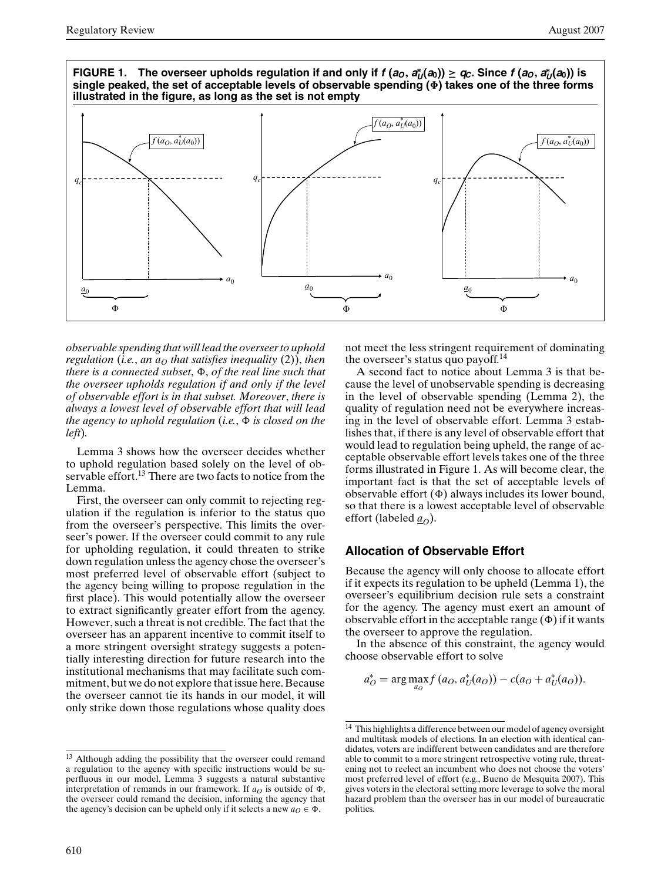**FIGURE 1. The overseer upholds regulation if and only if $f(a_O, a_U^*(a_0)) \geq q_C$. Since $f(a_O, a_U^*(a_0))$ is single peaked, the set of acceptable levels of observable spending ($\Phi$) takes one of the three forms illustrated in the figure, as long as the set is not empty**

*observable spending that will lead the overseer to uphold regulation (i.e., an $a_O$ that satisfies inequality (2)), then there is a connected subset, $\Phi$, of the real line such that the overseer upholds regulation if and only if the level of observable effort is in that subset. Moreover, there is always a lowest level of observable effort that will lead the agency to uphold regulation (i.e., $\Phi$ is closed on the left).*

Lemma 3 shows how the overseer decides whether to uphold regulation based solely on the level of observable effort.[13] There are two facts to notice from the Lemma.

First, the overseer can only commit to rejecting regulation if the regulation is inferior to the status quo from the overseer's perspective. This limits the overseer's power. If the overseer could commit to any rule for upholding regulation, it could threaten to strike down regulation unless the agency chose the overseer's most preferred level of observable effort (subject to the agency being willing to propose regulation in the first place). This would potentially allow the overseer to extract significantly greater effort from the agency. However, such a threat is not credible. The fact that the overseer has an apparent incentive to commit itself to a more stringent oversight strategy suggests a potentially interesting direction for future research into the institutional mechanisms that may facilitate such commitment, but we do not explore that issue here. Because the overseer cannot tie its hands in our model, it will only strike down those regulations whose quality does not meet the less stringent requirement of dominating the overseer's status quo payoff.[14]

A second fact to notice about Lemma 3 is that because the level of unobservable spending is decreasing in the level of observable spending (Lemma 2), the quality of regulation need not be everywhere increasing in the level of observable effort. Lemma 3 establishes that, if there is any level of observable effort that would lead to regulation being upheld, the range of acceptable observable effort levels takes one of the three forms illustrated in Figure 1. As will become clear, the important fact is that the set of acceptable levels of observable effort ($\Phi$) always includes its lower bound, so that there is a lowest acceptable level of observable effort (labeled $\underline{a}_O$).

## Allocation of Observable Effort

Because the agency will only choose to allocate effort if it expects its regulation to be upheld (Lemma 1), the overseer's equilibrium decision rule sets a constraint for the agency. The agency must exert an amount of observable effort in the acceptable range ($\Phi$) if it wants the overseer to approve the regulation.

In the absence of this constraint, the agency would choose observable effort to solve

$$a_O^* = \arg\max_{a_O} f(a_O, a_U^*(a_O)) - c(a_O + a_U^*(a_O)).$$

[13] Although adding the possibility that the overseer could remand a regulation to the agency with specific instructions would be superfluous in our model, Lemma 3 suggests a natural substantive interpretation of remands in our framework. If $a_O$ is outside of $\Phi$, the overseer could remand the decision, informing the agency that the agency's decision can be upheld only if it selects a new $a_O \in \Phi$.

[14] This highlights a difference between our model of agency oversight and multitask models of elections. In an election with identical candidates, voters are indifferent between candidates and are therefore able to commit to a more stringent retrospective voting rule, threatening not to reelect an incumbent who does not choose the voters' most preferred level of effort (e.g., Bueno de Mesquita 2007). This gives voters in the electoral setting more leverage to solve the moral hazard problem than the overseer has in our model of bureaucratic politics.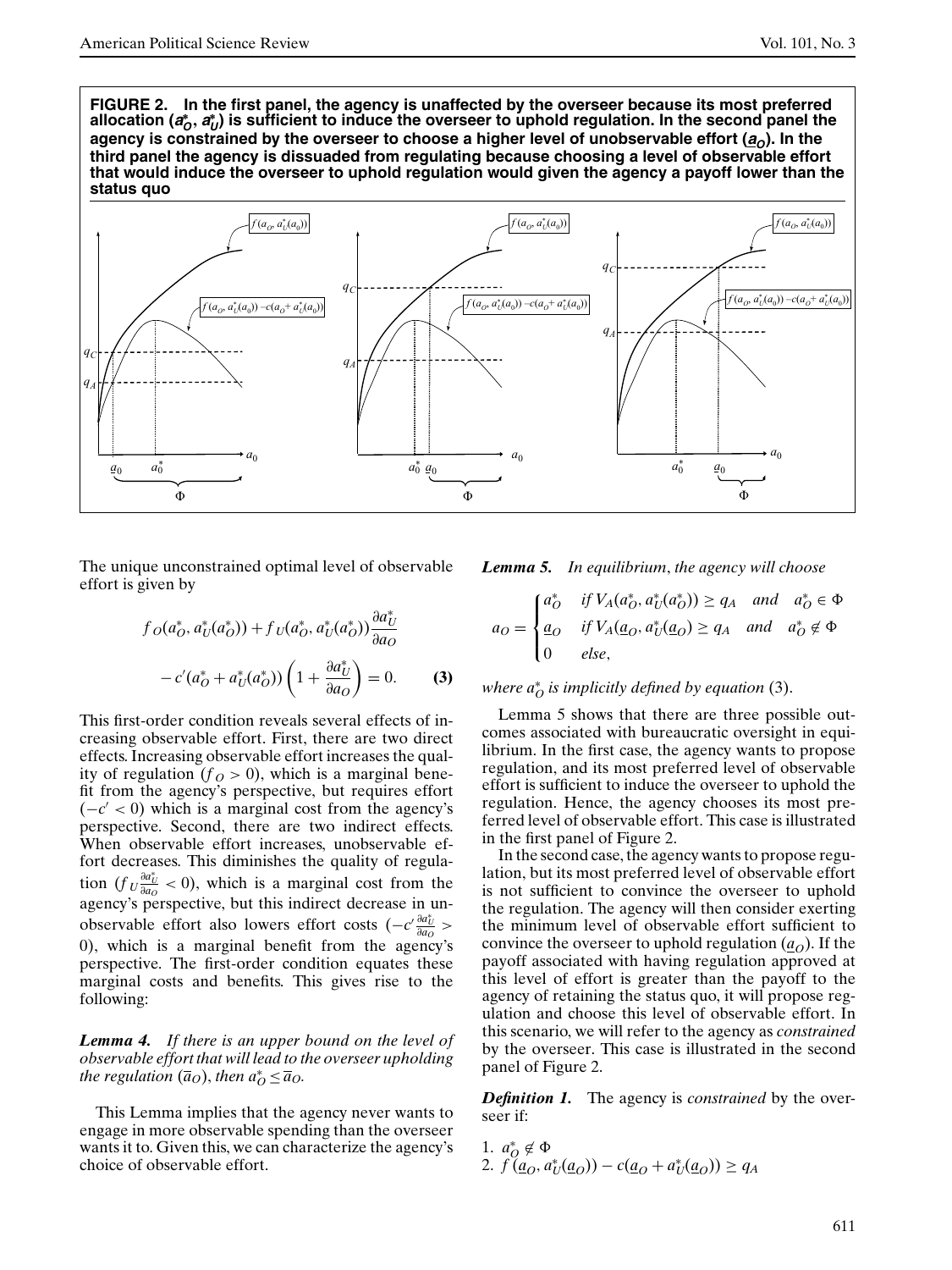**FIGURE 2. In the first panel, the agency is unaffected by the overseer because its most preferred allocation ($a_O^*$, $a_U^*$) is sufficient to induce the overseer to uphold regulation. In the second panel the agency is constrained by the overseer to choose a higher level of unobservable effort ($\underline{a}_O$). In the third panel the agency is dissuaded from regulating because choosing a level of observable effort that would induce the overseer to uphold regulation would given the agency a payoff lower than the status quo**

The unique unconstrained optimal level of observable effort is given by

$$f_O(a_O^*, a_U^*(a_O^*)) + f_U(a_O^*, a_U^*(a_O^*))\frac{\partial a_U^*}{\partial a_O} - c'(a_O^* + a_U^*(a_O^*))\left(1 + \frac{\partial a_U^*}{\partial a_O}\right) = 0. \quad \textbf{(3)}$$

This first-order condition reveals several effects of increasing observable effort. First, there are two direct effects. Increasing observable effort increases the quality of regulation ($f_O > 0$), which is a marginal benefit from the agency's perspective, but requires effort ($-c' < 0$) which is a marginal cost from the agency's perspective. Second, there are two indirect effects. When observable effort increases, unobservable effort decreases. This diminishes the quality of regulation ($f_U \frac{\partial a_U^*}{\partial a_O} < 0$), which is a marginal cost from the agency's perspective, but this indirect decrease in unobservable effort also lowers effort costs ($-c' \frac{\partial a_U^*}{\partial a_O} > 0$), which is a marginal benefit from the agency's perspective. The first-order condition equates these marginal costs and benefits. This gives rise to the following:

***Lemma 4.*** *If there is an upper bound on the level of observable effort that will lead to the overseer upholding the regulation* ($\overline{a}_O$), *then* $a_O^* \leq \overline{a}_O$.

This Lemma implies that the agency never wants to engage in more observable spending than the overseer wants it to. Given this, we can characterize the agency's choice of observable effort.

***Lemma 5.*** *In equilibrium, the agency will choose*

$$a_O = \begin{cases} a_O^* & \text{if } V_A(a_O^*, a_U^*(a_O^*)) \geq q_A \quad \text{and} \quad a_O^* \in \Phi \\ \underline{a}_O & \text{if } V_A(\underline{a}_O, a_U^*(\underline{a}_O)) \geq q_A \quad \text{and} \quad a_O^* \notin \Phi \\ 0 & \text{else,} \end{cases}$$

*where* $a_O^*$ *is implicitly defined by equation* (3).

Lemma 5 shows that there are three possible outcomes associated with bureaucratic oversight in equilibrium. In the first case, the agency wants to propose regulation, and its most preferred level of observable effort is sufficient to induce the overseer to uphold the regulation. Hence, the agency chooses its most preferred level of observable effort. This case is illustrated in the first panel of Figure 2.

In the second case, the agency wants to propose regulation, but its most preferred level of observable effort is not sufficient to convince the overseer to uphold the regulation. The agency will then consider exerting the minimum level of observable effort sufficient to convince the overseer to uphold regulation ($\underline{a}_O$). If the payoff associated with having regulation approved at this level of effort is greater than the payoff to the agency of retaining the status quo, it will propose regulation and choose this level of observable effort. In this scenario, we will refer to the agency as *constrained* by the overseer. This case is illustrated in the second panel of Figure 2.

***Definition 1.*** The agency is *constrained* by the overseer if:

1. $a_O^* \notin \Phi$
2. $f(\underline{a}_O, a_U^*(\underline{a}_O)) - c(\underline{a}_O + a_U^*(\underline{a}_O)) \geq q_A$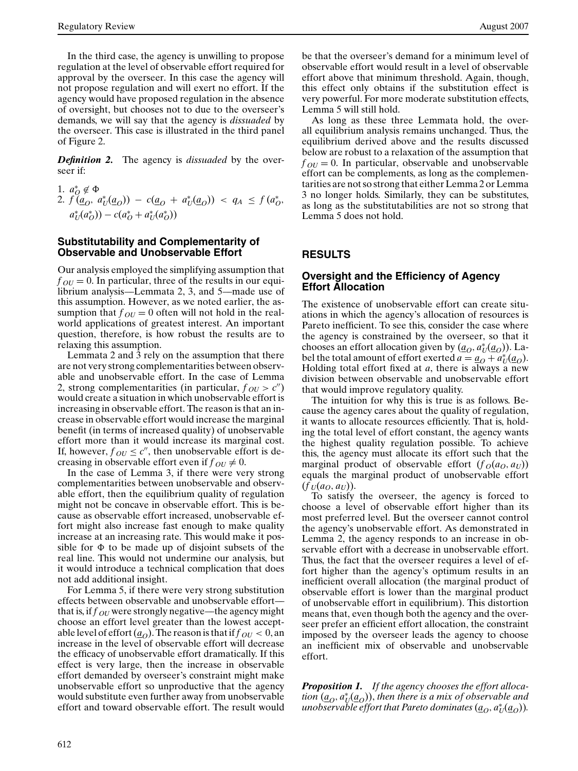In the third case, the agency is unwilling to propose regulation at the level of observable effort required for approval by the overseer. In this case the agency will not propose regulation and will exert no effort. If the agency would have proposed regulation in the absence of oversight, but chooses not to due to the overseer's demands, we will say that the agency is *dissuaded* by the overseer. This case is illustrated in the third panel of Figure 2.

***Definition 2.*** The agency is *dissuaded* by the overseer if:

1. $a_O^* \notin \Phi$
2. $f(\underline{a}_O, a_U^*(\underline{a}_O)) - c(\underline{a}_O + a_U^*(\underline{a}_O)) < q_A \leq f(a_O^*, a_U^*(a_O^*)) - c(a_O^* + a_U^*(a_O^*))$

### Substitutability and Complementarity of Observable and Unobservable Effort

Our analysis employed the simplifying assumption that $f_{OU} = 0$. In particular, three of the results in our equilibrium analysis—Lemmata 2, 3, and 5—made use of this assumption. However, as we noted earlier, the assumption that $f_{OU} = 0$ often will not hold in the real-world applications of greatest interest. An important question, therefore, is how robust the results are to relaxing this assumption.

Lemmata 2 and 3 rely on the assumption that there are not very strong complementarities between observable and unobservable effort. In the case of Lemma 2, strong complementarities (in particular, $f_{OU} > c''$) would create a situation in which unobservable effort is increasing in observable effort. The reason is that an increase in observable effort would increase the marginal benefit (in terms of increased quality) of unobservable effort more than it would increase its marginal cost. If, however, $f_{OU} \leq c''$, then unobservable effort is decreasing in observable effort even if $f_{OU} \neq 0$.

In the case of Lemma 3, if there were very strong complementarities between unobservable and observable effort, then the equilibrium quality of regulation might not be concave in observable effort. This is because as observable effort increased, unobservable effort might also increase fast enough to make quality increase at an increasing rate. This would make it possible for $\Phi$ to be made up of disjoint subsets of the real line. This would not undermine our analysis, but it would introduce a technical complication that does not add additional insight.

For Lemma 5, if there were very strong substitution effects between observable and unobservable effort—that is, if $f_{OU}$ were strongly negative—the agency might choose an effort level greater than the lowest acceptable level of effort ($\underline{a}_O$). The reason is that if $f_{OU} < 0$, an increase in the level of observable effort will decrease the efficacy of unobservable effort dramatically. If this effect is very large, then the increase in observable effort demanded by overseer's constraint might make unobservable effort so unproductive that the agency would substitute even further away from unobservable effort and toward observable effort. The result would be that the overseer's demand for a minimum level of observable effort would result in a level of observable effort above that minimum threshold. Again, though, this effect only obtains if the substitution effect is very powerful. For more moderate substitution effects, Lemma 5 will still hold.

As long as these three Lemmata hold, the overall equilibrium analysis remains unchanged. Thus, the equilibrium derived above and the results discussed below are robust to a relaxation of the assumption that $f_{OU} = 0$. In particular, observable and unobservable effort can be complements, as long as the complementarities are not so strong that either Lemma 2 or Lemma 3 no longer holds. Similarly, they can be substitutes, as long as the substitutabilities are not so strong that Lemma 5 does not hold.

## RESULTS

### Oversight and the Efficiency of Agency Effort Allocation

The existence of unobservable effort can create situations in which the agency's allocation of resources is Pareto inefficient. To see this, consider the case where the agency is constrained by the overseer, so that it chooses an effort allocation given by $(\underline{a}_O, a_U^*(\underline{a}_O))$. Label the total amount of effort exerted $a = \underline{a}_O + a_U^*(\underline{a}_O)$. Holding total effort fixed at $a$, there is always a new division between observable and unobservable effort that would improve regulatory quality.

The intuition for why this is true is as follows. Because the agency cares about the quality of regulation, it wants to allocate resources efficiently. That is, holding the total level of effort constant, the agency wants the highest quality regulation possible. To achieve this, the agency must allocate its effort such that the marginal product of observable effort ($f_O(a_O, a_U)$) equals the marginal product of unobservable effort ($f_U(a_O, a_U)$).

To satisfy the overseer, the agency is forced to choose a level of observable effort higher than its most preferred level. But the overseer cannot control the agency's unobservable effort. As demonstrated in Lemma 2, the agency responds to an increase in observable effort with a decrease in unobservable effort. Thus, the fact that the overseer requires a level of effort higher than the agency's optimum results in an inefficient overall allocation (the marginal product of observable effort is lower than the marginal product of unobservable effort in equilibrium). This distortion means that, even though both the agency and the overseer prefer an efficient effort allocation, the constraint imposed by the overseer leads the agency to choose an inefficient mix of observable and unobservable effort.

***Proposition 1.*** *If the agency chooses the effort allocation* $(\underline{a}_O, a_U^*(\underline{a}_O))$*, then there is a mix of observable and unobservable effort that Pareto dominates* $(\underline{a}_O, a_U^*(\underline{a}_O))$.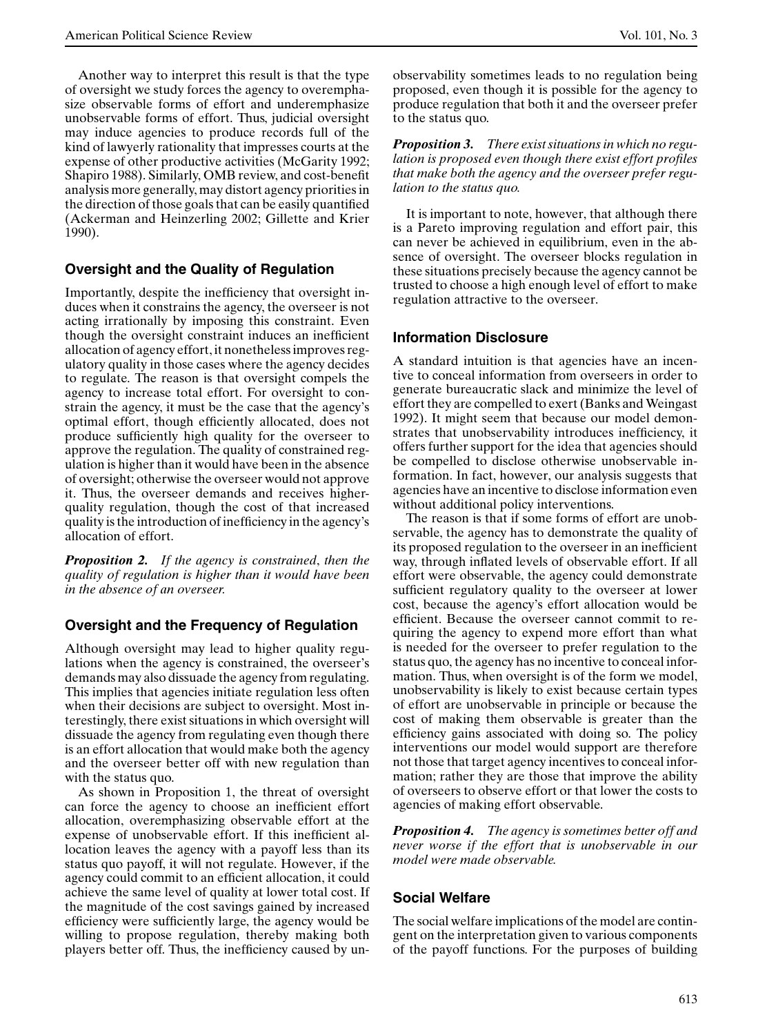Another way to interpret this result is that the type of oversight we study forces the agency to overemphasize observable forms of effort and underemphasize unobservable forms of effort. Thus, judicial oversight may induce agencies to produce records full of the kind of lawyerly rationality that impresses courts at the expense of other productive activities (McGarity 1992; Shapiro 1988). Similarly, OMB review, and cost-benefit analysis more generally, may distort agency priorities in the direction of those goals that can be easily quantified (Ackerman and Heinzerling 2002; Gillette and Krier 1990).

## Oversight and the Quality of Regulation

Importantly, despite the inefficiency that oversight induces when it constrains the agency, the overseer is not acting irrationally by imposing this constraint. Even though the oversight constraint induces an inefficient allocation of agency effort, it nonetheless improves regulatory quality in those cases where the agency decides to regulate. The reason is that oversight compels the agency to increase total effort. For oversight to constrain the agency, it must be the case that the agency's optimal effort, though efficiently allocated, does not produce sufficiently high quality for the overseer to approve the regulation. The quality of constrained regulation is higher than it would have been in the absence of oversight; otherwise the overseer would not approve it. Thus, the overseer demands and receives higher-quality regulation, though the cost of that increased quality is the introduction of inefficiency in the agency's allocation of effort.

***Proposition 2.*** *If the agency is constrained, then the quality of regulation is higher than it would have been in the absence of an overseer.*

## Oversight and the Frequency of Regulation

Although oversight may lead to higher quality regulations when the agency is constrained, the overseer's demands may also dissuade the agency from regulating. This implies that agencies initiate regulation less often when their decisions are subject to oversight. Most interestingly, there exist situations in which oversight will dissuade the agency from regulating even though there is an effort allocation that would make both the agency and the overseer better off with new regulation than with the status quo.

As shown in Proposition 1, the threat of oversight can force the agency to choose an inefficient effort allocation, overemphasizing observable effort at the expense of unobservable effort. If this inefficient allocation leaves the agency with a payoff less than its status quo payoff, it will not regulate. However, if the agency could commit to an efficient allocation, it could achieve the same level of quality at lower total cost. If the magnitude of the cost savings gained by increased efficiency were sufficiently large, the agency would be willing to propose regulation, thereby making both players better off. Thus, the inefficiency caused by unobservability sometimes leads to no regulation being proposed, even though it is possible for the agency to produce regulation that both it and the overseer prefer to the status quo.

***Proposition 3.*** *There exist situations in which no regulation is proposed even though there exist effort profiles that make both the agency and the overseer prefer regulation to the status quo.*

It is important to note, however, that although there is a Pareto improving regulation and effort pair, this can never be achieved in equilibrium, even in the absence of oversight. The overseer blocks regulation in these situations precisely because the agency cannot be trusted to choose a high enough level of effort to make regulation attractive to the overseer.

## Information Disclosure

A standard intuition is that agencies have an incentive to conceal information from overseers in order to generate bureaucratic slack and minimize the level of effort they are compelled to exert (Banks and Weingast 1992). It might seem that because our model demonstrates that unobservability introduces inefficiency, it offers further support for the idea that agencies should be compelled to disclose otherwise unobservable information. In fact, however, our analysis suggests that agencies have an incentive to disclose information even without additional policy interventions.

The reason is that if some forms of effort are unobservable, the agency has to demonstrate the quality of its proposed regulation to the overseer in an inefficient way, through inflated levels of observable effort. If all effort were observable, the agency could demonstrate sufficient regulatory quality to the overseer at lower cost, because the agency's effort allocation would be efficient. Because the overseer cannot commit to requiring the agency to expend more effort than what is needed for the overseer to prefer regulation to the status quo, the agency has no incentive to conceal information. Thus, when oversight is of the form we model, unobservability is likely to exist because certain types of effort are unobservable in principle or because the cost of making them observable is greater than the efficiency gains associated with doing so. The policy interventions our model would support are therefore not those that target agency incentives to conceal information; rather they are those that improve the ability of overseers to observe effort or that lower the costs to agencies of making effort observable.

***Proposition 4.*** *The agency is sometimes better off and never worse if the effort that is unobservable in our model were made observable.*

## Social Welfare

The social welfare implications of the model are contingent on the interpretation given to various components of the payoff functions. For the purposes of building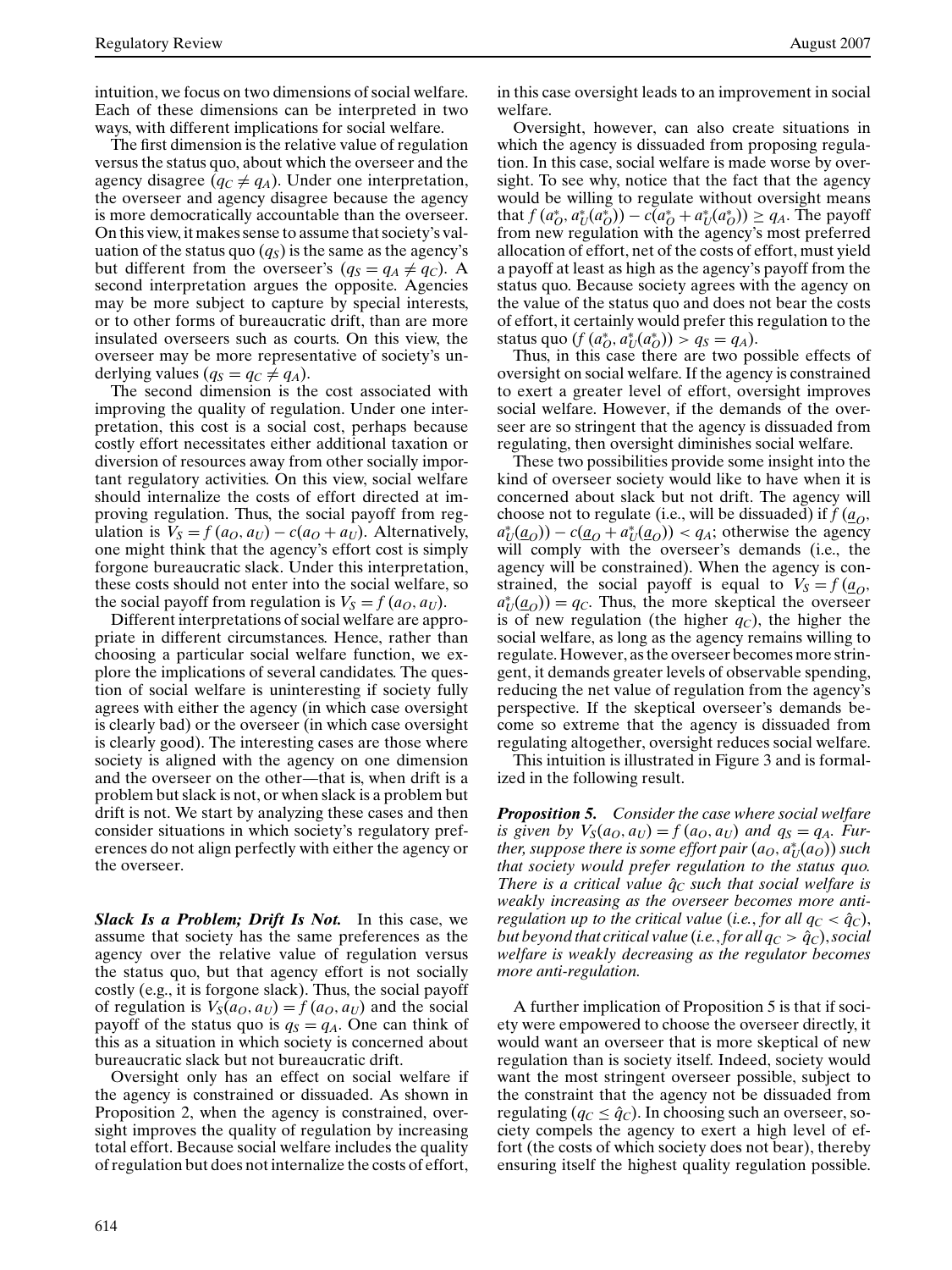intuition, we focus on two dimensions of social welfare. Each of these dimensions can be interpreted in two ways, with different implications for social welfare.

The first dimension is the relative value of regulation versus the status quo, about which the overseer and the agency disagree ($q_C \neq q_A$). Under one interpretation, the overseer and agency disagree because the agency is more democratically accountable than the overseer. On this view, it makes sense to assume that society's valuation of the status quo ($q_S$) is the same as the agency's but different from the overseer's ($q_S = q_A \neq q_C$). A second interpretation argues the opposite. Agencies may be more subject to capture by special interests, or to other forms of bureaucratic drift, than are more insulated overseers such as courts. On this view, the overseer may be more representative of society's underlying values ($q_S = q_C \neq q_A$).

The second dimension is the cost associated with improving the quality of regulation. Under one interpretation, this cost is a social cost, perhaps because costly effort necessitates either additional taxation or diversion of resources away from other socially important regulatory activities. On this view, social welfare should internalize the costs of effort directed at improving regulation. Thus, the social payoff from regulation is $V_S = f(a_O, a_U) - c(a_O + a_U)$. Alternatively, one might think that the agency's effort cost is simply forgone bureaucratic slack. Under this interpretation, these costs should not enter into the social welfare, so the social payoff from regulation is $V_S = f(a_O, a_U)$.

Different interpretations of social welfare are appropriate in different circumstances. Hence, rather than choosing a particular social welfare function, we explore the implications of several candidates. The question of social welfare is uninteresting if society fully agrees with either the agency (in which case oversight is clearly bad) or the overseer (in which case oversight is clearly good). The interesting cases are those where society is aligned with the agency on one dimension and the overseer on the other—that is, when drift is a problem but slack is not, or when slack is a problem but drift is not. We start by analyzing these cases and then consider situations in which society's regulatory preferences do not align perfectly with either the agency or the overseer.

***Slack Is a Problem; Drift Is Not.*** In this case, we assume that society has the same preferences as the agency over the relative value of regulation versus the status quo, but that agency effort is not socially costly (e.g., it is forgone slack). Thus, the social payoff of regulation is $V_S(a_O, a_U) = f(a_O, a_U)$ and the social payoff of the status quo is $q_S = q_A$. One can think of this as a situation in which society is concerned about bureaucratic slack but not bureaucratic drift.

Oversight only has an effect on social welfare if the agency is constrained or dissuaded. As shown in Proposition 2, when the agency is constrained, oversight improves the quality of regulation by increasing total effort. Because social welfare includes the quality of regulation but does not internalize the costs of effort, in this case oversight leads to an improvement in social welfare.

Oversight, however, can also create situations in which the agency is dissuaded from proposing regulation. In this case, social welfare is made worse by oversight. To see why, notice that the fact that the agency would be willing to regulate without oversight means that $f(a_O^*, a_U^*(a_O^*)) - c(a_O^* + a_U^*(a_O^*)) \geq q_A$. The payoff from new regulation with the agency's most preferred allocation of effort, net of the costs of effort, must yield a payoff at least as high as the agency's payoff from the status quo. Because society agrees with the agency on the value of the status quo and does not bear the costs of effort, it certainly would prefer this regulation to the status quo ($f(a_O^*, a_U^*(a_O^*)) > q_S = q_A$).

Thus, in this case there are two possible effects of oversight on social welfare. If the agency is constrained to exert a greater level of effort, oversight improves social welfare. However, if the demands of the overseer are so stringent that the agency is dissuaded from regulating, then oversight diminishes social welfare.

These two possibilities provide some insight into the kind of overseer society would like to have when it is concerned about slack but not drift. The agency will choose not to regulate (i.e., will be dissuaded) if $f(\underline{a}_O, a_U^*(\underline{a}_O)) - c(\underline{a}_O + a_U^*(\underline{a}_O)) < q_A$; otherwise the agency will comply with the overseer's demands (i.e., the agency will be constrained). When the agency is constrained, the social payoff is equal to $V_S = f(\underline{a}_O, a_U^*(\underline{a}_O)) = q_C$. Thus, the more skeptical the overseer is of new regulation (the higher $q_C$), the higher the social welfare, as long as the agency remains willing to regulate. However, as the overseer becomes more stringent, it demands greater levels of observable spending, reducing the net value of regulation from the agency's perspective. If the skeptical overseer's demands become so extreme that the agency is dissuaded from regulating altogether, oversight reduces social welfare.

This intuition is illustrated in Figure 3 and is formalized in the following result.

***Proposition 5.*** *Consider the case where social welfare is given by $V_S(a_O, a_U) = f(a_O, a_U)$ and $q_S = q_A$. Further, suppose there is some effort pair $(a_O, a_U^*(a_O))$ such that society would prefer regulation to the status quo. There is a critical value $\hat{q}_C$ such that social welfare is weakly increasing as the overseer becomes more anti-regulation up to the critical value (i.e., for all $q_C < \hat{q}_C$), but beyond that critical value (i.e., for all $q_C > \hat{q}_C$), social welfare is weakly decreasing as the regulator becomes more anti-regulation.*

A further implication of Proposition 5 is that if society were empowered to choose the overseer directly, it would want an overseer that is more skeptical of new regulation than is society itself. Indeed, society would want the most stringent overseer possible, subject to the constraint that the agency not be dissuaded from regulating ($q_C \leq \hat{q}_C$). In choosing such an overseer, society compels the agency to exert a high level of effort (the costs of which society does not bear), thereby ensuring itself the highest quality regulation possible.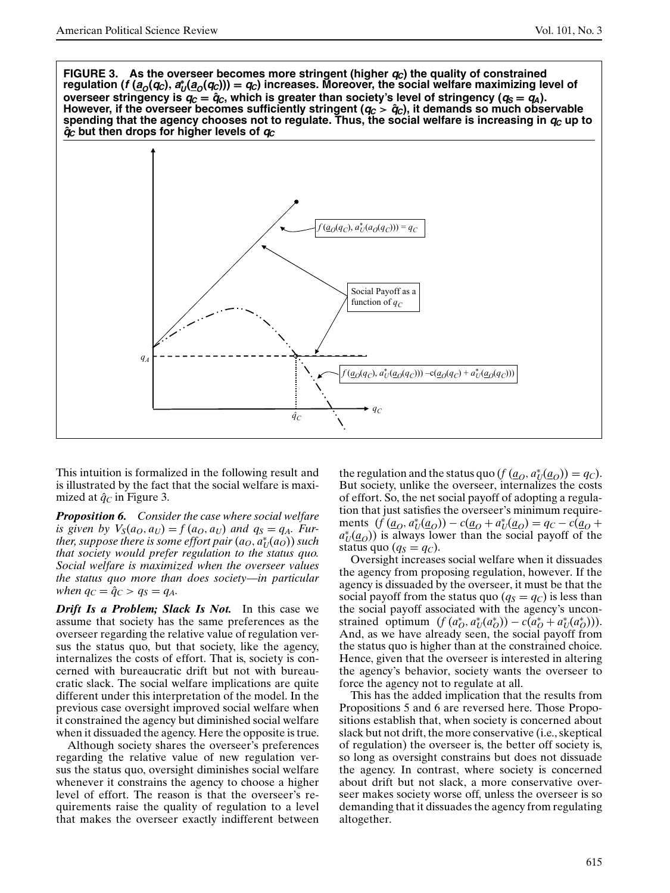**FIGURE 3. As the overseer becomes more stringent (higher $q_C$) the quality of constrained regulation ($f(\underline{a}_O(q_C), a^*_U(\underline{a}_O(q_C))) = q_C$) increases. Moreover, the social welfare maximizing level of overseer stringency is $q_C = \hat{q}_C$, which is greater than society's level of stringency ($q_S = q_A$). However, if the overseer becomes sufficiently stringent ($q_C > \hat{q}_C$), it demands so much observable spending that the agency chooses not to regulate. Thus, the social welfare is increasing in $q_C$ up to $\hat{q}_C$ but then drops for higher levels of $q_C$**

This intuition is formalized in the following result and is illustrated by the fact that the social welfare is maximized at $\hat{q}_C$ in Figure 3.

***Proposition 6.*** *Consider the case where social welfare is given by $V_S(a_O, a_U) = f(a_O, a_U)$ and $q_S = q_A$. Further, suppose there is some effort pair $(a_O, a^*_U(a_O))$ such that society would prefer regulation to the status quo. Social welfare is maximized when the overseer values the status quo more than does society—in particular when $q_C = \hat{q}_C > q_S = q_A$.*

***Drift Is a Problem; Slack Is Not.*** In this case we assume that society has the same preferences as the overseer regarding the relative value of regulation versus the status quo, but that society, like the agency, internalizes the costs of effort. That is, society is concerned with bureaucratic drift but not with bureaucratic slack. The social welfare implications are quite different under this interpretation of the model. In the previous case oversight improved social welfare when it constrained the agency but diminished social welfare when it dissuaded the agency. Here the opposite is true.

Although society shares the overseer's preferences regarding the relative value of new regulation versus the status quo, oversight diminishes social welfare whenever it constrains the agency to choose a higher level of effort. The reason is that the overseer's requirements raise the quality of regulation to a level that makes the overseer exactly indifferent between the regulation and the status quo ($f(\underline{a}_O, a^*_U(\underline{a}_O)) = q_C$). But society, unlike the overseer, internalizes the costs of effort. So, the net social payoff of adopting a regulation that just satisfies the overseer's minimum requirements ($f(\underline{a}_O, a^*_U(\underline{a}_O)) - c(\underline{a}_O + a^*_U(\underline{a}_O)) = q_C - c(\underline{a}_O + a^*_U(\underline{a}_O))$) is always lower than the social payoff of the status quo ($q_S = q_C$).

Oversight increases social welfare when it dissuades the agency from proposing regulation, however. If the agency is dissuaded by the overseer, it must be that the social payoff from the status quo ($q_S = q_C$) is less than the social payoff associated with the agency's unconstrained optimum ($f(a^*_O, a^*_U(a^*_O)) - c(a^*_O + a^*_U(a^*_O))$). And, as we have already seen, the social payoff from the status quo is higher than at the constrained choice. Hence, given that the overseer is interested in altering the agency's behavior, society wants the overseer to force the agency not to regulate at all.

This has the added implication that the results from Propositions 5 and 6 are reversed here. Those Propositions establish that, when society is concerned about slack but not drift, the more conservative (i.e., skeptical of regulation) the overseer is, the better off society is, so long as oversight constrains but does not dissuade the agency. In contrast, where society is concerned about drift but not slack, a more conservative overseer makes society worse off, unless the overseer is so demanding that it dissuades the agency from regulating altogether.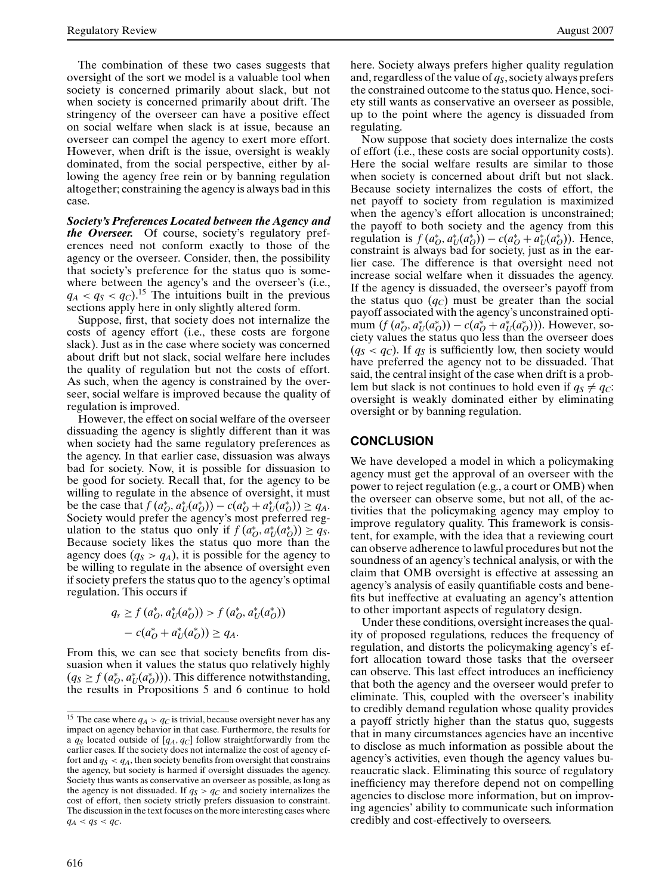The combination of these two cases suggests that oversight of the sort we model is a valuable tool when society is concerned primarily about slack, but not when society is concerned primarily about drift. The stringency of the overseer can have a positive effect on social welfare when slack is at issue, because an overseer can compel the agency to exert more effort. However, when drift is the issue, oversight is weakly dominated, from the social perspective, either by allowing the agency free rein or by banning regulation altogether; constraining the agency is always bad in this case.

***Society's Preferences Located between the Agency and the Overseer.*** Of course, society's regulatory preferences need not conform exactly to those of the agency or the overseer. Consider, then, the possibility that society's preference for the status quo is somewhere between the agency's and the overseer's (i.e., $q_A < q_S < q_C$).[15] The intuitions built in the previous sections apply here in only slightly altered form.

Suppose, first, that society does not internalize the costs of agency effort (i.e., these costs are forgone slack). Just as in the case where society was concerned about drift but not slack, social welfare here includes the quality of regulation but not the costs of effort. As such, when the agency is constrained by the overseer, social welfare is improved because the quality of regulation is improved.

However, the effect on social welfare of the overseer dissuading the agency is slightly different than it was when society had the same regulatory preferences as the agency. In that earlier case, dissuasion was always bad for society. Now, it is possible for dissuasion to be good for society. Recall that, for the agency to be willing to regulate in the absence of oversight, it must be the case that $f(a_O^*, a_U^*(a_O^*)) - c(a_O^* + a_U^*(a_O^*)) \geq q_A$. Society would prefer the agency's most preferred regulation to the status quo only if $f(a_O^*, a_U^*(a_O^*)) \geq q_S$. Because society likes the status quo more than the agency does ($q_S > q_A$), it is possible for the agency to be willing to regulate in the absence of oversight even if society prefers the status quo to the agency's optimal regulation. This occurs if

$$q_s \geq f(a_O^*, a_U^*(a_O^*)) > f(a_O^*, a_U^*(a_O^*)) - c(a_O^* + a_U^*(a_O^*)) \geq q_A.$$

From this, we can see that society benefits from dissuasion when it values the status quo relatively highly ($q_S \geq f(a_O^*, a_U^*(a_O^*))$). This difference notwithstanding, the results in Propositions 5 and 6 continue to hold here. Society always prefers higher quality regulation and, regardless of the value of $q_S$, society always prefers the constrained outcome to the status quo. Hence, society still wants as conservative an overseer as possible, up to the point where the agency is dissuaded from regulating.

Now suppose that society does internalize the costs of effort (i.e., these costs are social opportunity costs). Here the social welfare results are similar to those when society is concerned about drift but not slack. Because society internalizes the costs of effort, the net payoff to society from regulation is maximized when the agency's effort allocation is unconstrained; the payoff to both society and the agency from this regulation is $f(a_O^*, a_U^*(a_O^*)) - c(a_O^* + a_U^*(a_O^*))$. Hence, constraint is always bad for society, just as in the earlier case. The difference is that oversight need not increase social welfare when it dissuades the agency. If the agency is dissuaded, the overseer's payoff from the status quo ($q_C$) must be greater than the social payoff associated with the agency's unconstrained optimum ($f(a_O^*, a_U^*(a_O^*)) - c(a_O^* + a_U^*(a_O^*))$). However, society values the status quo less than the overseer does ($q_S < q_C$). If $q_S$ is sufficiently low, then society would have preferred the agency not to be dissuaded. That said, the central insight of the case when drift is a problem but slack is not continues to hold even if $q_S \neq q_C$: oversight is weakly dominated either by eliminating oversight or by banning regulation.

## CONCLUSION

We have developed a model in which a policymaking agency must get the approval of an overseer with the power to reject regulation (e.g., a court or OMB) when the overseer can observe some, but not all, of the activities that the policymaking agency may employ to improve regulatory quality. This framework is consistent, for example, with the idea that a reviewing court can observe adherence to lawful procedures but not the soundness of an agency's technical analysis, or with the claim that OMB oversight is effective at assessing an agency's analysis of easily quantifiable costs and benefits but ineffective at evaluating an agency's attention to other important aspects of regulatory design.

Under these conditions, oversight increases the quality of proposed regulations, reduces the frequency of regulation, and distorts the policymaking agency's effort allocation toward those tasks that the overseer can observe. This last effect introduces an inefficiency that both the agency and the overseer would prefer to eliminate. This, coupled with the overseer's inability to credibly demand regulation whose quality provides a payoff strictly higher than the status quo, suggests that in many circumstances agencies have an incentive to disclose as much information as possible about the agency's activities, even though the agency values bureaucratic slack. Eliminating this source of regulatory inefficiency may therefore depend not on compelling agencies to disclose more information, but on improving agencies' ability to communicate such information credibly and cost-effectively to overseers.

---

[15] The case where $q_A > q_C$ is trivial, because oversight never has any impact on agency behavior in that case. Furthermore, the results for a $q_S$ located outside of $[q_A, q_C]$ follow straightforwardly from the earlier cases. If the society does not internalize the cost of agency effort and $q_S < q_A$, then society benefits from oversight that constrains the agency, but society is harmed if oversight dissuades the agency. Society thus wants as conservative an overseer as possible, as long as the agency is not dissuaded. If $q_S > q_C$ and society internalizes the cost of effort, then society strictly prefers dissuasion to constraint. The discussion in the text focuses on the more interesting cases where $q_A < q_S < q_C$.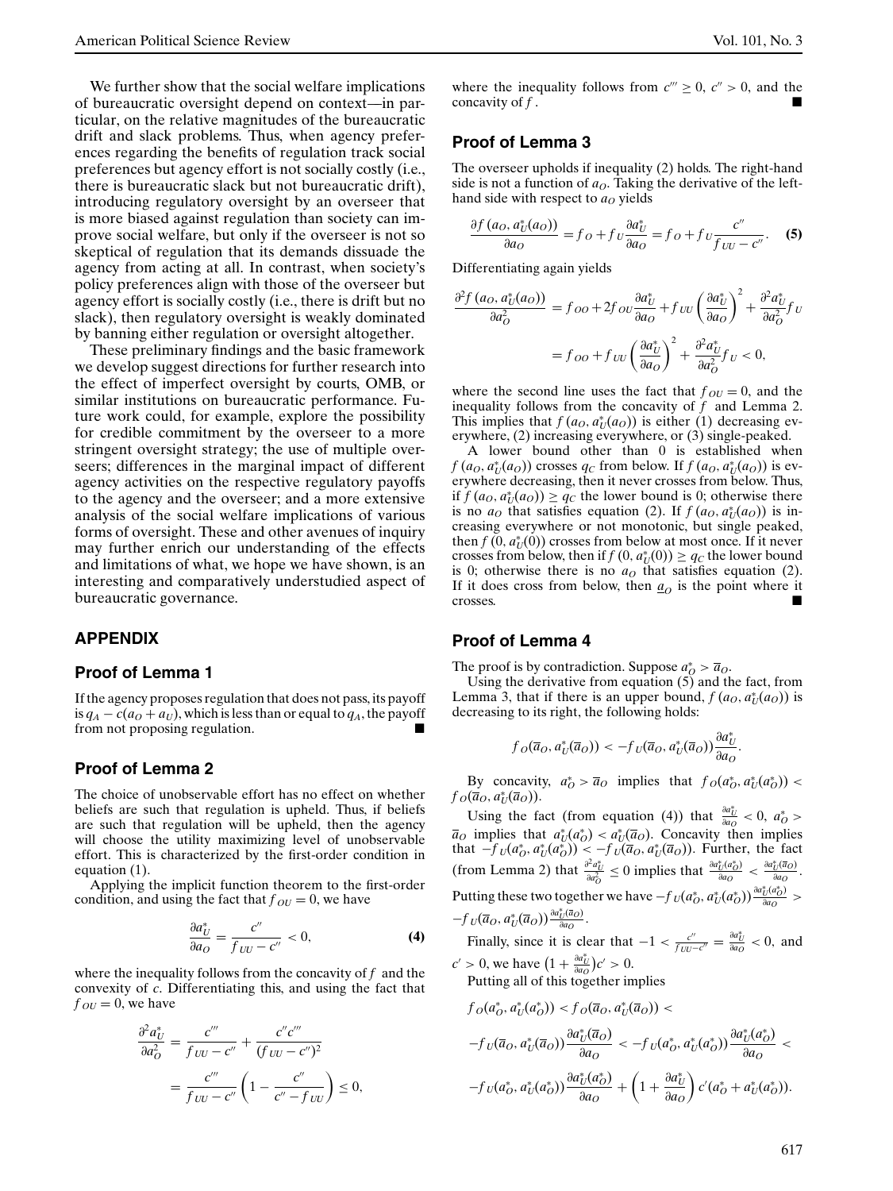We further show that the social welfare implications of bureaucratic oversight depend on context—in particular, on the relative magnitudes of the bureaucratic drift and slack problems. Thus, when agency preferences regarding the benefits of regulation track social preferences but agency effort is not socially costly (i.e., there is bureaucratic slack but not bureaucratic drift), introducing regulatory oversight by an overseer that is more biased against regulation than society can improve social welfare, but only if the overseer is not so skeptical of regulation that its demands dissuade the agency from acting at all. In contrast, when society's policy preferences align with those of the overseer but agency effort is socially costly (i.e., there is drift but no slack), then regulatory oversight is weakly dominated by banning either regulation or oversight altogether.

These preliminary findings and the basic framework we develop suggest directions for further research into the effect of imperfect oversight by courts, OMB, or similar institutions on bureaucratic performance. Future work could, for example, explore the possibility for credible commitment by the overseer to a more stringent oversight strategy; the use of multiple overseers; differences in the marginal impact of different agency activities on the respective regulatory payoffs to the agency and the overseer; and a more extensive analysis of the social welfare implications of various forms of oversight. These and other avenues of inquiry may further enrich our understanding of the effects and limitations of what, we hope we have shown, is an interesting and comparatively understudied aspect of bureaucratic governance.

## APPENDIX

### Proof of Lemma 1

If the agency proposes regulation that does not pass, its payoff is $q_A - c(a_O + a_U)$, which is less than or equal to $q_A$, the payoff from not proposing regulation. ■

### Proof of Lemma 2

The choice of unobservable effort has no effect on whether beliefs are such that regulation is upheld. Thus, if beliefs are such that regulation will be upheld, then the agency will choose the utility maximizing level of unobservable effort. This is characterized by the first-order condition in equation (1).

Applying the implicit function theorem to the first-order condition, and using the fact that $f_{OU} = 0$, we have

$$\frac{\partial a_U^*}{\partial a_O} = \frac{c''}{f_{UU} - c''} < 0, \tag{4}$$

where the inequality follows from the concavity of $f$ and the convexity of $c$. Differentiating this, and using the fact that $f_{OU} = 0$, we have

$$\frac{\partial^2 a_U^*}{\partial a_O^2} = \frac{c'''}{f_{UU} - c''} + \frac{c''c'''}{(f_{UU} - c'')^2}$$

$$= \frac{c'''}{f_{UU} - c''}\left(1 - \frac{c''}{c'' - f_{UU}}\right) \leq 0,$$

where the inequality follows from $c''' \geq 0$, $c'' > 0$, and the concavity of $f$. ■

### Proof of Lemma 3

The overseer upholds if inequality (2) holds. The right-hand side is not a function of $a_O$. Taking the derivative of the left-hand side with respect to $a_O$ yields

$$\frac{\partial f(a_O, a_U^*(a_O))}{\partial a_O} = f_O + f_U\frac{\partial a_U^*}{\partial a_O} = f_O + f_U\frac{c''}{f_{UU} - c''}. \tag{5}$$

Differentiating again yields

$$\frac{\partial^2 f(a_O, a_U^*(a_O))}{\partial a_O^2} = f_{OO} + 2f_{OU}\frac{\partial a_U^*}{\partial a_O} + f_{UU}\left(\frac{\partial a_U^*}{\partial a_O}\right)^2 + \frac{\partial^2 a_U^*}{\partial a_O^2}f_U$$

$$= f_{OO} + f_{UU}\left(\frac{\partial a_U^*}{\partial a_O}\right)^2 + \frac{\partial^2 a_U^*}{\partial a_O^2}f_U < 0,$$

where the second line uses the fact that $f_{OU} = 0$, and the inequality follows from the concavity of $f$ and Lemma 2. This implies that $f(a_O, a_U^*(a_O))$ is either (1) decreasing everywhere, (2) increasing everywhere, or (3) single-peaked.

A lower bound other than 0 is established when $f(a_O, a_U^*(a_O))$ crosses $q_C$ from below. If $f(a_O, a_U^*(a_O))$ is everywhere decreasing, then it never crosses from below. Thus, if $f(a_O, a_U^*(a_O)) \geq q_C$ the lower bound is 0; otherwise there is no $a_O$ that satisfies equation (2). If $f(a_O, a_U^*(a_O))$ is increasing everywhere or not monotonic, but single peaked, then $f(0, a_U^*(0))$ crosses from below at most once. If it never crosses from below, then if $f(0, a_U^*(0)) \geq q_C$ the lower bound is 0; otherwise there is no $a_O$ that satisfies equation (2). If it does cross from below, then $\underline{a}_O$ is the point where it crosses. ■

### Proof of Lemma 4

The proof is by contradiction. Suppose $a_O^* > \overline{a}_O$.

Using the derivative from equation (5) and the fact, from Lemma 3, that if there is an upper bound, $f(a_O, a_U^*(a_O))$ is decreasing to its right, the following holds:

$$f_O(\overline{a}_O, a_U^*(\overline{a}_O)) < -f_U(\overline{a}_O, a_U^*(\overline{a}_O))\frac{\partial a_U^*}{\partial a_O}.$$

By concavity, $a_O^* > \overline{a}_O$ implies that $f_O(a_O^*, a_U^*(a_O^*)) < f_O(\overline{a}_O, a_U^*(\overline{a}_O))$.

Using the fact (from equation (4)) that $\frac{\partial a_U^*}{\partial a_O} < 0$, $a_O^* > \overline{a}_O$ implies that $a_U^*(a_O^*) < a_U^*(\overline{a}_O)$. Concavity then implies that $-f_U(a_O^*, a_U^*(a_O^*)) < -f_U(\overline{a}_O, a_U^*(\overline{a}_O))$. Further, the fact (from Lemma 2) that $\frac{\partial^2 a_U^*}{\partial a_O^2} \leq 0$ implies that $\frac{\partial a_U^*(a_O^*)}{\partial a_O} < \frac{\partial a_U^*(\overline{a}_O)}{\partial a_O}$. Putting these two together we have $-f_U(a_O^*, a_U^*(a_O^*))\frac{\partial a_U^*(a_O^*)}{\partial a_O} > -f_U(\overline{a}_O, a_U^*(\overline{a}_O))\frac{\partial a_U^*(\overline{a}_O)}{\partial a_O}$.

Finally, since it is clear that $-1 < \frac{c''}{f_{UU} - c''} = \frac{\partial a_U^*}{\partial a_O} < 0$, and $c' > 0$, we have $\left(1 + \frac{\partial a_U^*}{\partial a_O}\right)c' > 0$.

Putting all of this together implies

$$f_O(a_O^*, a_U^*(a_O^*)) < f_O(\overline{a}_O, a_U^*(\overline{a}_O)) <$$

$$-f_U(\overline{a}_O, a_U^*(\overline{a}_O))\frac{\partial a_U^*(\overline{a}_O)}{\partial a_O} < -f_U(a_O^*, a_U^*(a_O^*))\frac{\partial a_U^*(a_O^*)}{\partial a_O} <$$

$$-f_U(a_O^*, a_U^*(a_O^*))\frac{\partial a_U^*(a_O^*)}{\partial a_O} + \left(1 + \frac{\partial a_U^*}{\partial a_O}\right)c'(a_O^* + a_U^*(a_O^*)).$$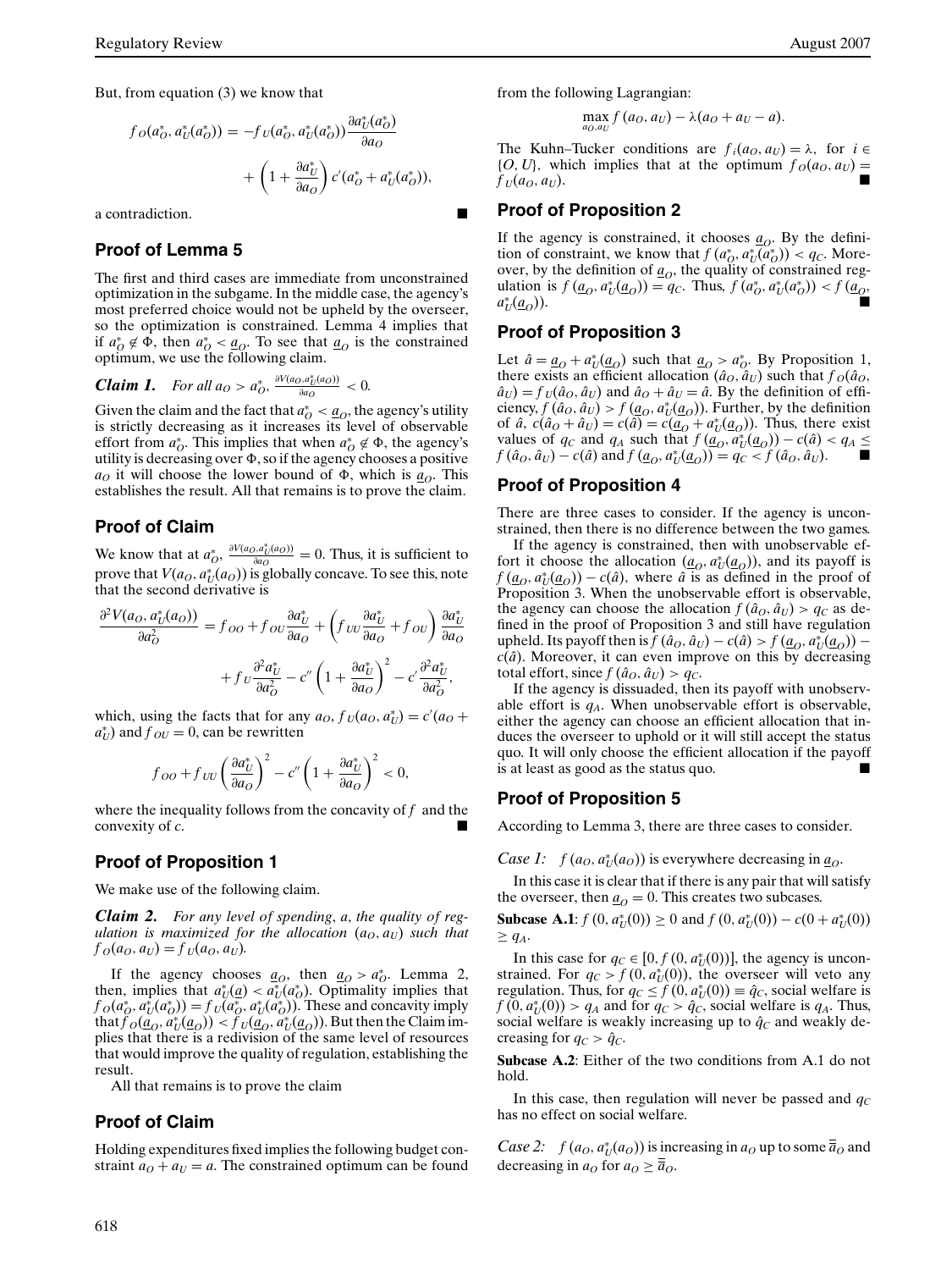But, from equation (3) we know that

$$f_O(a_O^*, a_U^*(a_O^*)) = -f_U(a_O^*, a_U^*(a_O^*))\frac{\partial a_U^*(a_O^*)}{\partial a_O} + \left(1 + \frac{\partial a_U^*}{\partial a_O}\right)c'(a_O^* + a_U^*(a_O^*)),$$

a contradiction. ■

## Proof of Lemma 5

The first and third cases are immediate from unconstrained optimization in the subgame. In the middle case, the agency's most preferred choice would not be upheld by the overseer, so the optimization is constrained. Lemma 4 implies that if $a_O^* \notin \Phi$, then $a_O^* < \underline{a}_O$. To see that $\underline{a}_O$ is the constrained optimum, we use the following claim.

***Claim 1.*** *For all $a_O > a_O^*$, $\frac{\partial V(a_O, a_U^*(a_O))}{\partial a_O} < 0$.*

Given the claim and the fact that $a_O^* < \underline{a}_O$, the agency's utility is strictly decreasing as it increases its level of observable effort from $a_O^*$. This implies that when $a_O^* \notin \Phi$, the agency's utility is decreasing over $\Phi$, so if the agency chooses a positive $a_O$ it will choose the lower bound of $\Phi$, which is $\underline{a}_O$. This establishes the result. All that remains is to prove the claim.

## Proof of Claim

We know that at $a_O^*$, $\frac{\partial V(a_O, a_U^*(a_O))}{\partial a_O} = 0$. Thus, it is sufficient to prove that $V(a_O, a_U^*(a_O))$ is globally concave. To see this, note that the second derivative is

$$\frac{\partial^2 V(a_O, a_U^*(a_O))}{\partial a_O^2} = f_{OO} + f_{OU}\frac{\partial a_U^*}{\partial a_O} + \left(f_{UU}\frac{\partial a_U^*}{\partial a_O} + f_{OU}\right)\frac{\partial a_U^*}{\partial a_O} + f_U\frac{\partial^2 a_U^*}{\partial a_O^2} - c''\left(1 + \frac{\partial a_U^*}{\partial a_O}\right)^2 - c'\frac{\partial^2 a_U^*}{\partial a_O^2},$$

which, using the facts that for any $a_O$, $f_U(a_O, a_U^*) = c'(a_O + a_U^*)$ and $f_{OU} = 0$, can be rewritten

$$f_{OO} + f_{UU}\left(\frac{\partial a_U^*}{\partial a_O}\right)^2 - c''\left(1 + \frac{\partial a_U^*}{\partial a_O}\right)^2 < 0,$$

where the inequality follows from the concavity of $f$ and the convexity of $c$. ■

## Proof of Proposition 1

We make use of the following claim.

***Claim 2.*** *For any level of spending, $a$, the quality of regulation is maximized for the allocation $(a_O, a_U)$ such that $f_O(a_O, a_U) = f_U(a_O, a_U)$.*

If the agency chooses $\underline{a}_O$, then $\underline{a}_O > a_O^*$. Lemma 2, then, implies that $a_U^*(\underline{a}) < a_U^*(a_O^*)$. Optimality implies that $f_O(a_O^*, a_U^*(a_O^*)) = f_U(a_O^*, a_U^*(a_O^*))$. These and concavity imply that $f_O(\underline{a}_O, a_U^*(\underline{a}_O)) < f_U(\underline{a}_O, a_U^*(\underline{a}_O))$. But then the Claim implies that there is a redivision of the same level of resources that would improve the quality of regulation, establishing the result.

All that remains is to prove the claim

## Proof of Claim

Holding expenditures fixed implies the following budget constraint $a_O + a_U = a$. The constrained optimum can be found from the following Lagrangian:

$$\max_{a_O, a_U} f(a_O, a_U) - \lambda(a_O + a_U - a).$$

The Kuhn–Tucker conditions are $f_i(a_O, a_U) = \lambda$, for $i \in \{O, U\}$, which implies that at the optimum $f_O(a_O, a_U) = f_U(a_O, a_U)$. ■

## Proof of Proposition 2

If the agency is constrained, it chooses $\underline{a}_O$. By the definition of constraint, we know that $f(a_O^*, a_U^*(a_O^*)) < q_C$. Moreover, by the definition of $\underline{a}_O$, the quality of constrained regulation is $f(\underline{a}_O, a_U^*(\underline{a}_O)) = q_C$. Thus, $f(a_O^*, a_U^*(a_O^*)) < f(\underline{a}_O, a_U^*(\underline{a}_O))$. ■

## Proof of Proposition 3

Let $\hat{a} = \underline{a}_O + a_U^*(\underline{a}_O)$ such that $\underline{a}_O > a_O^*$. By Proposition 1, there exists an efficient allocation $(\hat{a}_O, \hat{a}_U)$ such that $f_O(\hat{a}_O, \hat{a}_U) = f_U(\hat{a}_O, \hat{a}_U)$ and $\hat{a}_O + \hat{a}_U = \hat{a}$. By the definition of efficiency, $f(\hat{a}_O, \hat{a}_U) > f(\underline{a}_O, a_U^*(\underline{a}_O))$. Further, by the definition of $\hat{a}$, $c(\hat{a}_O + \hat{a}_U) = c(\hat{a}) = c(\underline{a}_O + a_U^*(\underline{a}_O))$. Thus, there exist values of $q_C$ and $q_A$ such that $f(\underline{a}_O, a_U^*(\underline{a}_O)) - c(\hat{a}) < q_A \leq f(\hat{a}_O, \hat{a}_U) - c(\hat{a})$ and $f(\underline{a}_O, a_U^*(\underline{a}_O)) = q_C < f(\hat{a}_O, \hat{a}_U)$. ■

## Proof of Proposition 4

There are three cases to consider. If the agency is unconstrained, then there is no difference between the two games.

If the agency is constrained, then with unobservable effort it choose the allocation $(\underline{a}_O, a_U^*(\underline{a}_O))$, and its payoff is $f(\underline{a}_O, a_U^*(\underline{a}_O)) - c(\hat{a})$, where $\hat{a}$ is as defined in the proof of Proposition 3. When the unobservable effort is observable, the agency can choose the allocation $f(\hat{a}_O, \hat{a}_U) > q_C$ as defined in the proof of Proposition 3 and still have regulation upheld. Its payoff then is $f(\hat{a}_O, \hat{a}_U) - c(\hat{a}) > f(\underline{a}_O, a_U^*(\underline{a}_O)) - c(\hat{a})$. Moreover, it can even improve on this by decreasing total effort, since $f(\hat{a}_O, \hat{a}_U) > q_C$.

If the agency is dissuaded, then its payoff with unobservable effort is $q_A$. When unobservable effort is observable, either the agency can choose an efficient allocation that induces the overseer to uphold or it will still accept the status quo. It will only choose the efficient allocation if the payoff is at least as good as the status quo. ■

## Proof of Proposition 5

According to Lemma 3, there are three cases to consider.

*Case 1:* $f(a_O, a_U^*(a_O))$ is everywhere decreasing in $\underline{a}_O$.

In this case it is clear that if there is any pair that will satisfy the overseer, then $\underline{a}_O = 0$. This creates two subcases.

**Subcase A.1**: $f(0, a_U^*(0)) \geq 0$ and $f(0, a_U^*(0)) - c(0 + a_U^*(0)) \geq q_A$.

In this case for $q_C \in [0, f(0, a_U^*(0))]$, the agency is unconstrained. For $q_C > f(0, a_U^*(0))$, the overseer will veto any regulation. Thus, for $q_C \leq f(0, a_U^*(0)) \equiv \hat{q}_C$, social welfare is $f(0, a_U^*(0)) > q_A$ and for $q_C > \hat{q}_C$, social welfare is $q_A$. Thus, social welfare is weakly increasing up to $\hat{q}_C$ and weakly decreasing for $q_C > \hat{q}_C$.

**Subcase A.2**: Either of the two conditions from A.1 do not hold.

In this case, then regulation will never be passed and $q_C$ has no effect on social welfare.

*Case 2:* $f(a_O, a_U^*(a_O))$ is increasing in $a_O$ up to some $\overline{\overline{a}}_O$ and decreasing in $a_O$ for $a_O \geq \overline{\overline{a}}_O$.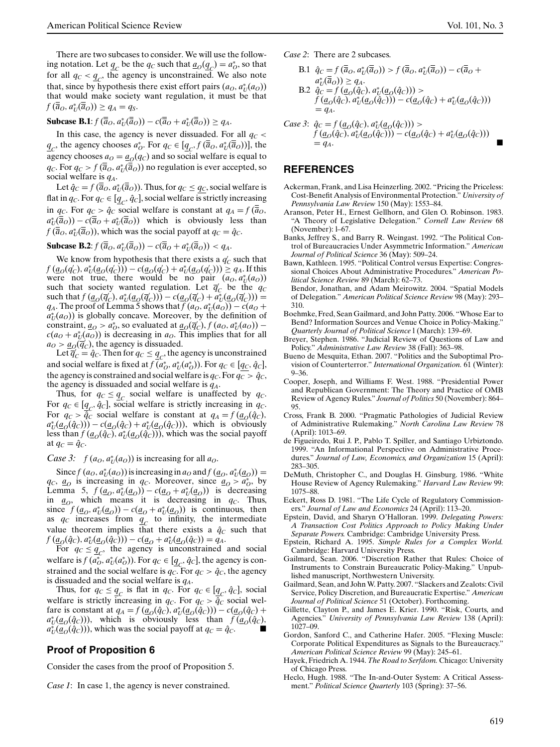There are two subcases to consider. We will use the following notation. Let $\underline{q}_C$ be the $q_C$ such that $\underline{a}_O(\underline{q}_C) = a_O^*$, so that for all $q_C < \underline{q}_C$, the agency is unconstrained. We also note that, since by hypothesis there exist effort pairs $(a_O, a_U^*(a_O))$ that would make society want regulation, it must be that $f(\overline{a}_O, a_U^*(\overline{a}_O)) \geq q_A = q_S$.

**Subcase B.1**: $f(\overline{a}_O, a_U^*(\overline{a}_O)) - c(\overline{a}_O + a_U^*(\overline{a}_O)) \geq q_A$.

In this case, the agency is never dissuaded. For all $q_C < \underline{q}_C$, the agency chooses $a_O^*$. For $q_C \in [\underline{q}_C, f(\overline{a}_O, a_U^*(\overline{a}_O))]$, the agency chooses $a_O = \underline{a}_O(q_C)$ and so social welfare is equal to $q_C$. For $q_C > f(\overline{a}_O, a_U^*(\overline{a}_O))$ no regulation is ever accepted, so social welfare is $q_A$.

Let $\hat{q}_C = f(\overline{a}_O, a_U^*(\overline{a}_O))$. Thus, for $q_C \leq \underline{q}_C$, social welfare is flat in $q_C$. For $q_C \in [\underline{q}_C, \hat{q}_C]$, social welfare is strictly increasing in $q_C$. For $q_C > \hat{q}_C$ social welfare is constant at $q_A = f(\overline{a}_O, a_U^*(\overline{a}_O)) - c(\overline{a}_O + a_U^*(\overline{a}_O))$ which is obviously less than $f(\overline{a}_O, a_U^*(\overline{a}_O))$, which was the social payoff at $q_C = \hat{q}_C$.

**Subcase B.2**: $f(\overline{a}_O, a_U^*(\overline{a}_O)) - c(\overline{a}_O + a_U^*(\overline{a}_O)) < q_A$.

We know from hypothesis that there exists a $q_C'$ such that $f(\underline{a}_O(q_C'), a_U^*(\underline{a}_O(q_C'))) - c(\underline{a}_O(q_C') + a_U^*(\underline{a}_O(q_C'))) \geq q_A$. If this were not true, there would be no pair $(a_O, a_U^*(a_O))$ such that society wanted regulation. Let $\overline{q}_C'$ be the $q_C$ such that $f(\underline{a}_O(\overline{q}_C'), a_U^*(\underline{a}_O(\overline{q}_C'))) - c(\underline{a}_O(\overline{q}_C') + a_U^*(\underline{a}_O(\overline{q}_C'))) = q_A$. The proof of Lemma 5 shows that $f(a_O, a_U^*(a_O)) - c(a_O + a_U^*(a_O))$ is globally concave. Moreover, by the definition of constraint, $\underline{a}_O > a_O^*$, so evaluated at $\underline{a}_O(\overline{q}_C')$, $f(a_O, a_U^*(a_O)) - c(a_O + a_U^*(a_O))$ is decreasing in $a_O$. This implies that for all $a_O > \underline{a}_O(\overline{q}_C')$, the agency is dissuaded.

Let $\overline{q}_C' = \hat{q}_C$. Then for $q_C \leq \underline{q}_C$, the agency is unconstrained and social welfare is fixed at $f(a_O^*, a_U^*(a_O^*))$. For $q_C \in [\underline{q}_C, \hat{q}_C]$, the agency is constrained and social welfare is $q_C$. For $q_C > \hat{q}_C$, the agency is dissuaded and social welfare is $q_A$.

Thus, for $q_C \leq \underline{q}_C$ social welfare is unaffected by $q_C$. For $q_C \in [\underline{q}_C, \hat{q}_C]$, social welfare is strictly increasing in $q_C$. For $q_C > \hat{q}_C$ social welfare is constant at $q_A = f(\underline{a}_O(\hat{q}_C), a_U^*(\underline{a}_O(\hat{q}_C))) - c(\underline{a}_O(\hat{q}_C) + a_U^*(\underline{a}_O(\hat{q}_C)))$, which is obviously less than $f(\underline{a}_O(\hat{q}_C), a_U^*(\underline{a}_O(\hat{q}_C)))$, which was the social payoff at $q_C = \hat{q}_C$.

*Case 3*: $f(a_O, a_U^*(a_O))$ is increasing for all $a_O$.

Since $f(a_O, a_U^*(a_O))$ is increasing in $a_O$ and $f(\underline{a}_O, a_U^*(\underline{a}_O)) = q_C$, $\underline{a}_O$ is increasing in $q_C$. Moreover, since $\underline{a}_O > a_O^*$, by Lemma 5, $f(\underline{a}_O, a_U^*(\underline{a}_O)) - c(\underline{a}_O + a_U^*(\underline{a}_O))$ is decreasing in $\underline{a}_O$, which means it is decreasing in $q_C$. Thus, since $f(\underline{a}_O, a_U^*(\underline{a}_O)) - c(\underline{a}_O + a_U^*(\underline{a}_O))$ is continuous, then as $q_C$ increases from $\underline{q}_C$ to infinity, the intermediate value theorem implies that there exists a $\hat{q}_C$ such that $f(\underline{a}_O(\hat{q}_C), a_U^*(\underline{a}_O(\hat{q}_C))) - c(\underline{a}_O + a_U^*(\underline{a}_O(\hat{q}_C))) = q_A$.

For $q_C \leq \underline{q}_C$, the agency is unconstrained and social welfare is $f(a_O^*, a_U^*(a_O^*))$. For $q_C \in [\underline{q}_C, \hat{q}_C]$, the agency is constrained and the social welfare is $q_C$. For $q_C > \hat{q}_C$, the agency is dissuaded and the social welfare is $q_A$.

Thus, for $q_C \leq \underline{q}_C$ is flat in $q_C$. For $q_C \in [\underline{q}_C, \hat{q}_C]$, social welfare is strictly increasing in $q_C$. For $q_C > \hat{q}_C$ social welfare is constant at $q_A = f(\underline{a}_O(\hat{q}_C), a_U^*(\underline{a}_O(\hat{q}_C))) - c(\underline{a}_O(\hat{q}_C) + a_U^*(\underline{a}_O(\hat{q}_C)))$, which is obviously less than $f(\underline{a}_O(\hat{q}_C), a_U^*(\underline{a}_O(\hat{q}_C)))$, which was the social payoff at $q_C = \hat{q}_C$. ■

## Proof of Proposition 6

Consider the cases from the proof of Proposition 5.

*Case 1*: In case 1, the agency is never constrained.

*Case 2*: There are 2 subcases.

- B.1 $\hat{q}_C = f(\overline{a}_O, a_U^*(\overline{a}_O)) > f(\overline{a}_O, a_U^*(\overline{a}_O)) - c(\overline{a}_O + a_U^*(\overline{a}_O)) \geq q_A$.
- B.2 $\hat{q}_C = f(\underline{a}_O(\hat{q}_C), a_U^*(\underline{a}_O(\hat{q}_C))) > f(\underline{a}_O(\hat{q}_C), a_U^*(\underline{a}_O(\hat{q}_C))) - c(\underline{a}_O(\hat{q}_C) + a_U^*(\underline{a}_O(\hat{q}_C))) = q_A$.

*Case 3*: $\hat{q}_C = f(\underline{a}_O(\hat{q}_C), a_U^*(\underline{a}_O(\hat{q}_C))) > f(\underline{a}_O(\hat{q}_C), a_U^*(\underline{a}_O(\hat{q}_C))) - c(\underline{a}_O(\hat{q}_C) + a_U^*(\underline{a}_O(\hat{q}_C))) = q_A$. ■

## REFERENCES

Ackerman, Frank, and Lisa Heinzerling. 2002. "Pricing the Priceless: Cost-Benefit Analysis of Environmental Protection." *University of Pennsylvania Law Review* 150 (May): 1553–84.

Aranson, Peter H., Ernest Gellhorn, and Glen O. Robinson. 1983. "A Theory of Legislative Delegation." *Cornell Law Review* 68 (November): 1–67.

Banks, Jeffrey S., and Barry R. Weingast. 1992. "The Political Control of Bureaucracies Under Asymmetric Information." *American Journal of Political Science* 36 (May): 509–24.

Bawn, Kathleen. 1995. "Political Control versus Expertise: Congressional Choices About Administrative Procedures." *American Political Science Review* 89 (March): 62–73.

Bendor, Jonathan, and Adam Meirowitz. 2004. "Spatial Models of Delegation." *American Political Science Review* 98 (May): 293–310.

Boehmke, Fred, Sean Gailmard, and John Patty. 2006. "Whose Ear to Bend? Information Sources and Venue Choice in Policy-Making." *Quarterly Journal of Political Science* 1 (March): 139–69.

Breyer, Stephen. 1986. "Judicial Review of Questions of Law and Policy." *Administrative Law Review* 38 (Fall): 363–98.

Bueno de Mesquita, Ethan. 2007. "Politics and the Suboptimal Provision of Counterterror." *International Organization.* 61 (Winter): 9–36.

Cooper, Joseph, and Williams F. West. 1988. "Presidential Power and Republican Government: The Theory and Practice of OMB Review of Agency Rules." *Journal of Politics* 50 (November): 864–95.

Cross, Frank B. 2000. "Pragmatic Pathologies of Judicial Review of Administrative Rulemaking." *North Carolina Law Review* 78 (April): 1013–69.

de Figueiredo, Rui J. P., Pablo T. Spiller, and Santiago Urbiztondo. 1999. "An Informational Perspective on Administrative Procedures." *Journal of Law, Economics, and Organization* 15 (April): 283–305.

DeMuth, Christopher C., and Douglas H. Ginsburg. 1986. "White House Review of Agency Rulemaking." *Harvard Law Review* 99: 1075–88.

Eckert, Ross D. 1981. "The Life Cycle of Regulatory Commissioners." *Journal of Law and Economics* 24 (April): 113–20.

Epstein, David, and Sharyn O'Halloran. 1999. *Delegating Powers: A Transaction Cost Politics Approach to Policy Making Under Separate Powers.* Cambridge: Cambridge University Press.

Epstein, Richard A. 1995. *Simple Rules for a Complex World.* Cambridge: Harvard University Press.

Gailmard, Sean. 2006. "Discretion Rather that Rules: Choice of Instruments to Constrain Bureaucratic Policy-Making." Unpublished manuscript, Northwestern University.

Gailmard, Sean, and John W. Patty. 2007. "Slackers and Zealots: Civil Service, Policy Discretion, and Bureaucratic Expertise." *American Journal of Political Science* 51 (October). Forthcoming.

Gillette, Clayton P., and James E. Krier. 1990. "Risk, Courts, and Agencies." *University of Pennsylvania Law Review* 138 (April): 1027–09.

Gordon, Sanford C., and Catherine Hafer. 2005. "Flexing Muscle: Corporate Political Expenditures as Signals to the Bureaucracy." *American Political Science Review* 99 (May): 245–61.

Hayek, Friedrich A. 1944. *The Road to Serfdom.* Chicago: University of Chicago Press.

Heclo, Hugh. 1988. "The In-and-Outer System: A Critical Assessment." *Political Science Quarterly* 103 (Spring): 37–56.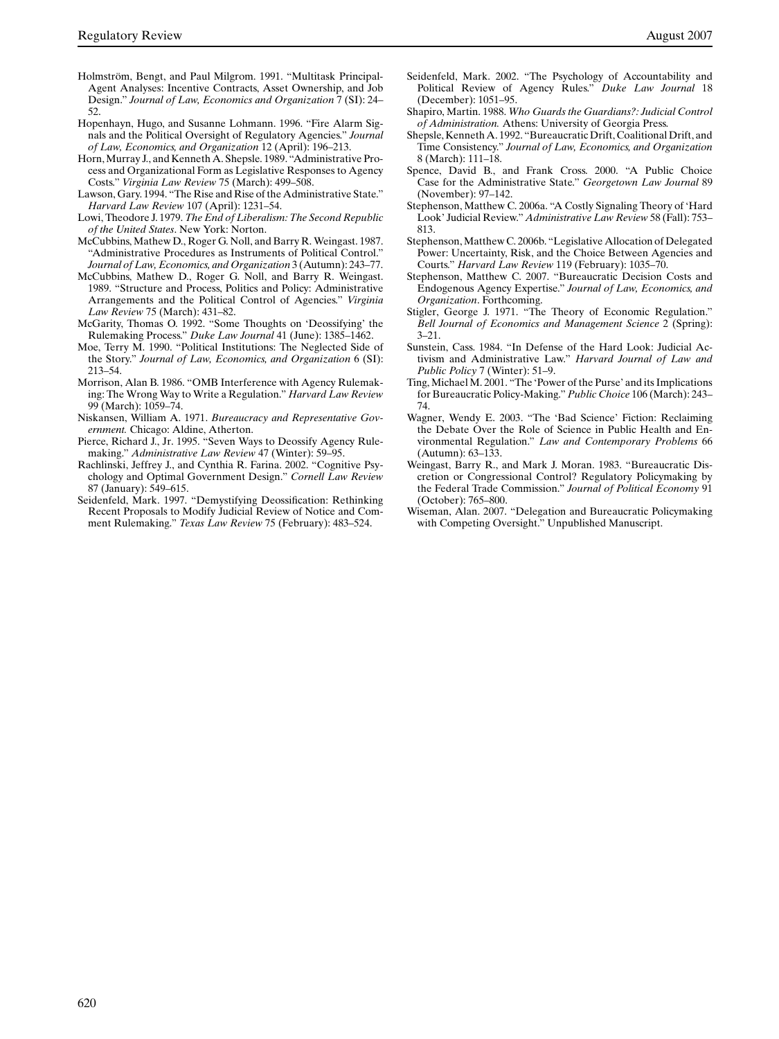Holmström, Bengt, and Paul Milgrom. 1991. "Multitask Principal-Agent Analyses: Incentive Contracts, Asset Ownership, and Job Design." *Journal of Law, Economics and Organization* 7 (SI): 24–52.

Hopenhayn, Hugo, and Susanne Lohmann. 1996. "Fire Alarm Signals and the Political Oversight of Regulatory Agencies." *Journal of Law, Economics, and Organization* 12 (April): 196–213.

Horn, Murray J., and Kenneth A. Shepsle. 1989. "Administrative Process and Organizational Form as Legislative Responses to Agency Costs." *Virginia Law Review* 75 (March): 499–508.

Lawson, Gary. 1994. "The Rise and Rise of the Administrative State." *Harvard Law Review* 107 (April): 1231–54.

Lowi, Theodore J. 1979. *The End of Liberalism: The Second Republic of the United States*. New York: Norton.

McCubbins, Mathew D., Roger G. Noll, and Barry R. Weingast. 1987. "Administrative Procedures as Instruments of Political Control." *Journal of Law, Economics, and Organization* 3 (Autumn): 243–77.

McCubbins, Mathew D., Roger G. Noll, and Barry R. Weingast. 1989. "Structure and Process, Politics and Policy: Administrative Arrangements and the Political Control of Agencies." *Virginia Law Review* 75 (March): 431–82.

McGarity, Thomas O. 1992. "Some Thoughts on 'Deossifying' the Rulemaking Process." *Duke Law Journal* 41 (June): 1385–1462.

Moe, Terry M. 1990. "Political Institutions: The Neglected Side of the Story." *Journal of Law, Economics, and Organization* 6 (SI): 213–54.

Morrison, Alan B. 1986. "OMB Interference with Agency Rulemaking: The Wrong Way to Write a Regulation." *Harvard Law Review* 99 (March): 1059–74.

Niskansen, William A. 1971. *Bureaucracy and Representative Government*. Chicago: Aldine, Atherton.

Pierce, Richard J., Jr. 1995. "Seven Ways to Deossify Agency Rulemaking." *Administrative Law Review* 47 (Winter): 59–95.

Rachlinski, Jeffrey J., and Cynthia R. Farina. 2002. "Cognitive Psychology and Optimal Government Design." *Cornell Law Review* 87 (January): 549–615.

Seidenfeld, Mark. 1997. "Demystifying Deossification: Rethinking Recent Proposals to Modify Judicial Review of Notice and Comment Rulemaking." *Texas Law Review* 75 (February): 483–524.

Seidenfeld, Mark. 2002. "The Psychology of Accountability and Political Review of Agency Rules." *Duke Law Journal* 18 (December): 1051–95.

Shapiro, Martin. 1988. *Who Guards the Guardians?: Judicial Control of Administration.* Athens: University of Georgia Press.

Shepsle, Kenneth A. 1992. "Bureaucratic Drift, Coalitional Drift, and Time Consistency." *Journal of Law, Economics, and Organization* 8 (March): 111–18.

Spence, David B., and Frank Cross. 2000. "A Public Choice Case for the Administrative State." *Georgetown Law Journal* 89 (November): 97–142.

Stephenson, Matthew C. 2006a. "A Costly Signaling Theory of 'Hard Look' Judicial Review." *Administrative Law Review* 58 (Fall): 753–813.

Stephenson, Matthew C. 2006b. "Legislative Allocation of Delegated Power: Uncertainty, Risk, and the Choice Between Agencies and Courts." *Harvard Law Review* 119 (February): 1035–70.

Stephenson, Matthew C. 2007. "Bureaucratic Decision Costs and Endogenous Agency Expertise." *Journal of Law, Economics, and Organization*. Forthcoming.

Stigler, George J. 1971. "The Theory of Economic Regulation." *Bell Journal of Economics and Management Science* 2 (Spring): 3–21.

Sunstein, Cass. 1984. "In Defense of the Hard Look: Judicial Activism and Administrative Law." *Harvard Journal of Law and Public Policy* 7 (Winter): 51–9.

Ting, Michael M. 2001. "The 'Power of the Purse' and its Implications for Bureaucratic Policy-Making." *Public Choice* 106 (March): 243–74.

Wagner, Wendy E. 2003. "The 'Bad Science' Fiction: Reclaiming the Debate Over the Role of Science in Public Health and Environmental Regulation." *Law and Contemporary Problems* 66 (Autumn): 63–133.

Weingast, Barry R., and Mark J. Moran. 1983. "Bureaucratic Discretion or Congressional Control? Regulatory Policymaking by the Federal Trade Commission." *Journal of Political Economy* 91 (October): 765–800.

Wiseman, Alan. 2007. "Delegation and Bureaucratic Policymaking with Competing Oversight." Unpublished Manuscript.